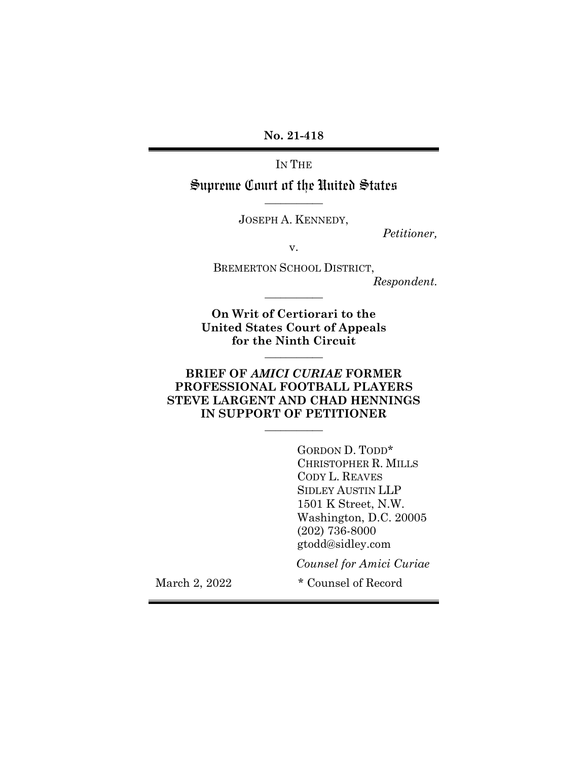**No. 21-418**

IN THE

# Supreme Court of the United States

---

JOSEPH A. KENNEDY,

*Petitioner,*

v.

BREMERTON SCHOOL DISTRICT,

*Respondent.*

---

**On Writ of Certiorari to the United States Court of Appeals for the Ninth Circuit**

---

**BRIEF OF *AMICI CURIAE* FORMER PROFESSIONAL FOOTBALL PLAYERS STEVE LARGENT AND CHAD HENNINGS IN SUPPORT OF PETITIONER**

---

GORDON D. TODD*
CHRISTOPHER R. MILLS
CODY L. REAVES
SIDLEY AUSTIN LLP
1501 K Street, N.W.
Washington, D.C. 20005
(202) 736-8000
gtodd@sidley.com

*Counsel for Amici Curiae*

March 2, 2022

\* Counsel of Record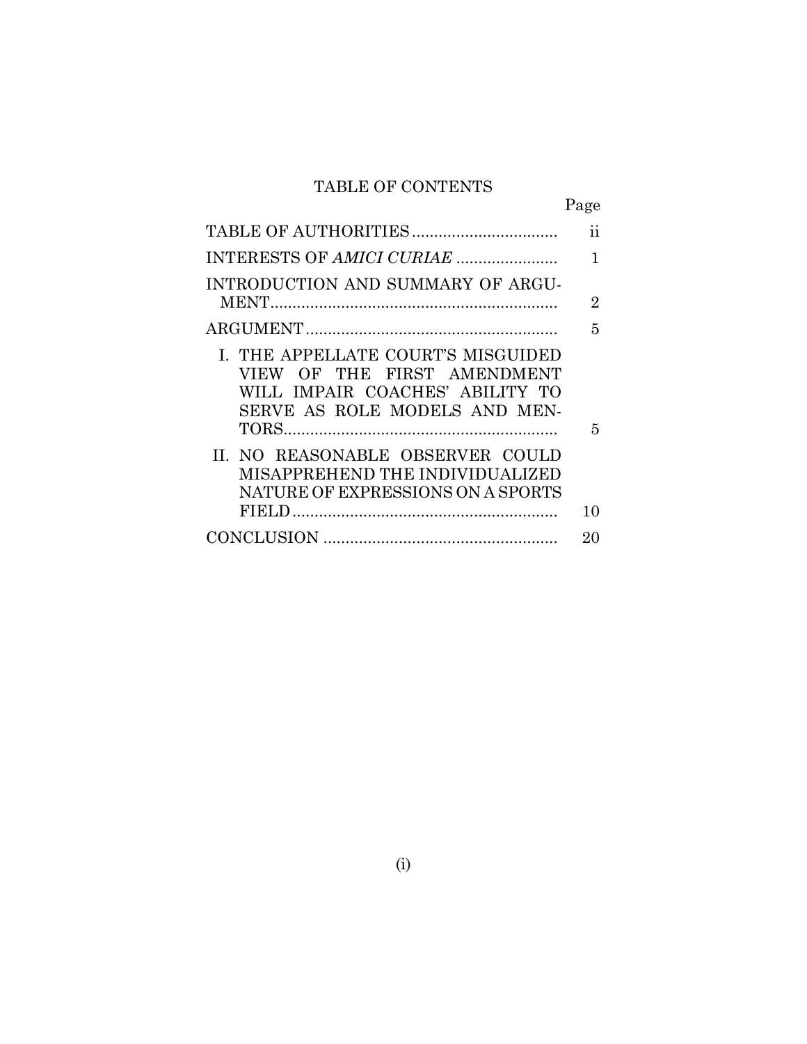# TABLE OF CONTENTS

| | Page |
|---|---|
| TABLE OF AUTHORITIES | ii |
| INTERESTS OF *AMICI CURIAE* | 1 |
| INTRODUCTION AND SUMMARY OF ARGUMENT | 2 |
| ARGUMENT | 5 |
| I. THE APPELLATE COURT'S MISGUIDED VIEW OF THE FIRST AMENDMENT WILL IMPAIR COACHES' ABILITY TO SERVE AS ROLE MODELS AND MENTORS | 5 |
| II. NO REASONABLE OBSERVER COULD MISAPPREHEND THE INDIVIDUALIZED NATURE OF EXPRESSIONS ON A SPORTS FIELD | 10 |
| CONCLUSION | 20 |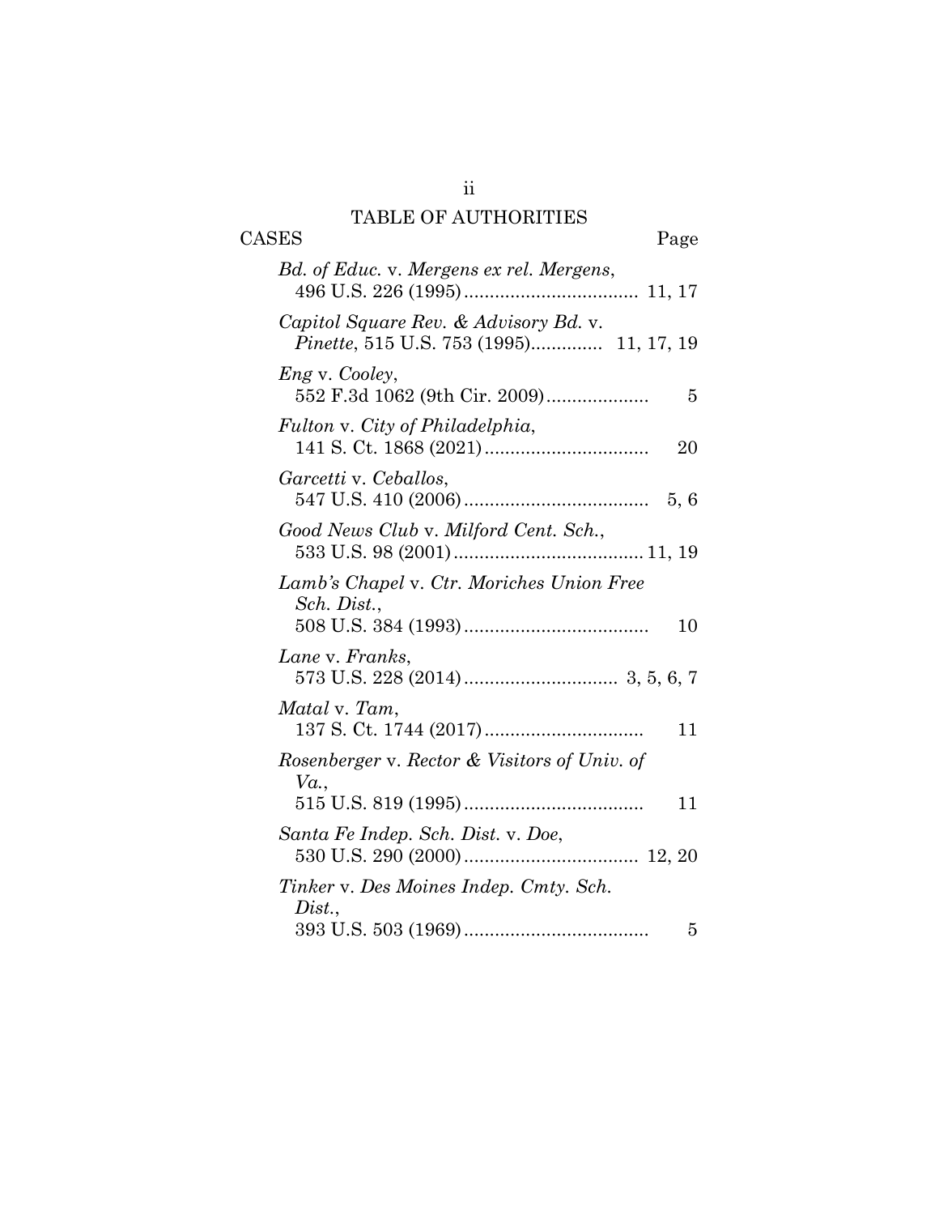# TABLE OF AUTHORITIES

CASES Page

*Bd. of Educ.* v. *Mergens ex rel. Mergens*, 496 U.S. 226 (1995) .................................. 11, 17

*Capitol Square Rev. & Advisory Bd.* v. *Pinette*, 515 U.S. 753 (1995).............. 11, 17, 19

*Eng* v. *Cooley*, 552 F.3d 1062 (9th Cir. 2009).................... 5

*Fulton* v. *City of Philadelphia*, 141 S. Ct. 1868 (2021) ................................ 20

*Garcetti* v. *Ceballos*, 547 U.S. 410 (2006) .................................... 5, 6

*Good News Club* v. *Milford Cent. Sch.*, 533 U.S. 98 (2001) ..................................... 11, 19

*Lamb's Chapel* v. *Ctr. Moriches Union Free Sch. Dist.*, 508 U.S. 384 (1993) .................................... 10

*Lane* v. *Franks*, 573 U.S. 228 (2014) .............................. 3, 5, 6, 7

*Matal* v. *Tam*, 137 S. Ct. 1744 (2017) ............................... 11

*Rosenberger* v. *Rector & Visitors of Univ. of Va.*, 515 U.S. 819 (1995) ................................... 11

*Santa Fe Indep. Sch. Dist.* v. *Doe*, 530 U.S. 290 (2000) .................................. 12, 20

*Tinker* v. *Des Moines Indep. Cmty. Sch. Dist.*, 393 U.S. 503 (1969) .................................... 5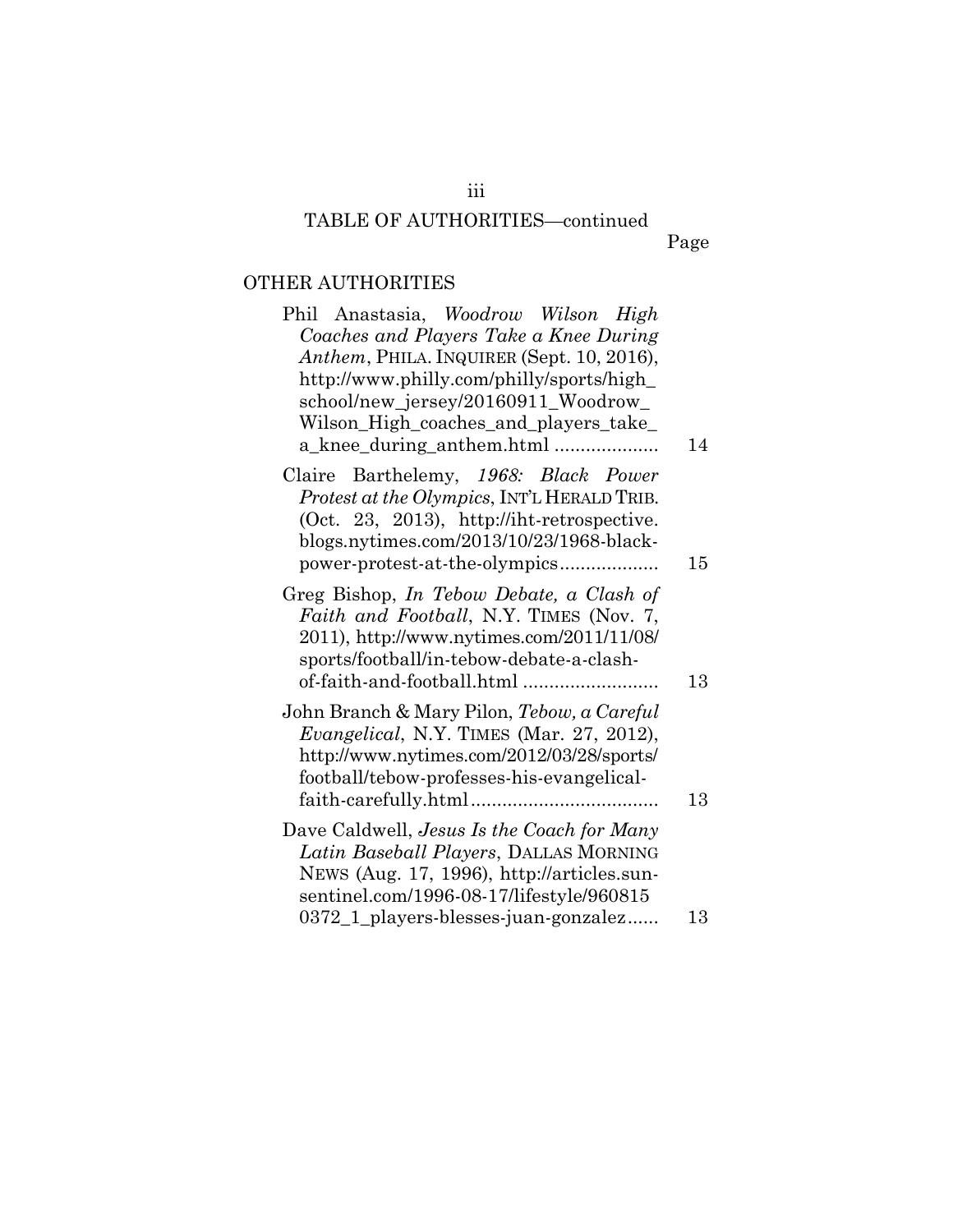TABLE OF AUTHORITIES—continued

Page

## OTHER AUTHORITIES

Phil Anastasia, *Woodrow Wilson High Coaches and Players Take a Knee During Anthem*, PHILA. INQUIRER (Sept. 10, 2016), http://www.philly.com/philly/sports/high_school/new_jersey/20160911_Woodrow_Wilson_High_coaches_and_players_take_a_knee_during_anthem.html .................... 14

Claire Barthelemy, *1968: Black Power Protest at the Olympics*, INT'L HERALD TRIB. (Oct. 23, 2013), http://iht-retrospective.blogs.nytimes.com/2013/10/23/1968-black-power-protest-at-the-olympics................... 15

Greg Bishop, *In Tebow Debate, a Clash of Faith and Football*, N.Y. TIMES (Nov. 7, 2011), http://www.nytimes.com/2011/11/08/sports/football/in-tebow-debate-a-clash-of-faith-and-football.html .......................... 13

John Branch & Mary Pilon, *Tebow, a Careful Evangelical*, N.Y. TIMES (Mar. 27, 2012), http://www.nytimes.com/2012/03/28/sports/football/tebow-professes-his-evangelical-faith-carefully.html.................................... 13

Dave Caldwell, *Jesus Is the Coach for Many Latin Baseball Players*, DALLAS MORNING NEWS (Aug. 17, 1996), http://articles.sun-sentinel.com/1996-08-17/lifestyle/9608150372_1_players-blesses-juan-gonzalez...... 13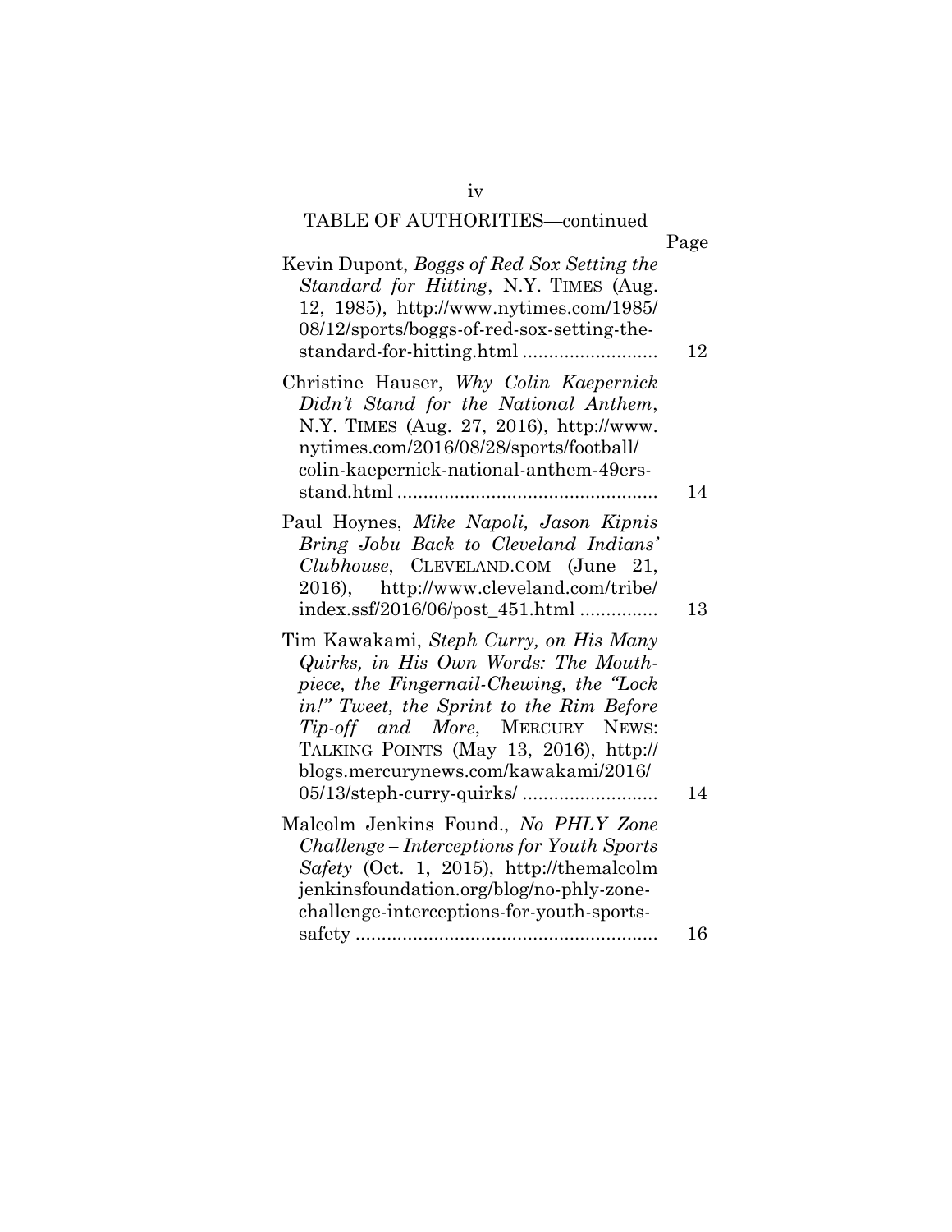TABLE OF AUTHORITIES—continued

Page

Kevin Dupont, *Boggs of Red Sox Setting the Standard for Hitting*, N.Y. TIMES (Aug. 12, 1985), http://www.nytimes.com/1985/08/12/sports/boggs-of-red-sox-setting-the-standard-for-hitting.html .......................... 12

Christine Hauser, *Why Colin Kaepernick Didn't Stand for the National Anthem*, N.Y. TIMES (Aug. 27, 2016), http://www.nytimes.com/2016/08/28/sports/football/colin-kaepernick-national-anthem-49ers-stand.html .................................................. 14

Paul Hoynes, *Mike Napoli, Jason Kipnis Bring Jobu Back to Cleveland Indians' Clubhouse*, CLEVELAND.COM (June 21, 2016), http://www.cleveland.com/tribe/index.ssf/2016/06/post_451.html ............... 13

Tim Kawakami, *Steph Curry, on His Many Quirks, in His Own Words: The Mouthpiece, the Fingernail-Chewing, the "Lock in!" Tweet, the Sprint to the Rim Before Tip-off and More*, MERCURY NEWS: TALKING POINTS (May 13, 2016), http://blogs.mercurynews.com/kawakami/2016/05/13/steph-curry-quirks/ .......................... 14

Malcolm Jenkins Found., *No PHLY Zone Challenge – Interceptions for Youth Sports Safety* (Oct. 1, 2015), http://themalcolmjenkinsfoundation.org/blog/no-phly-zone-challenge-interceptions-for-youth-sports-safety .......................................................... 16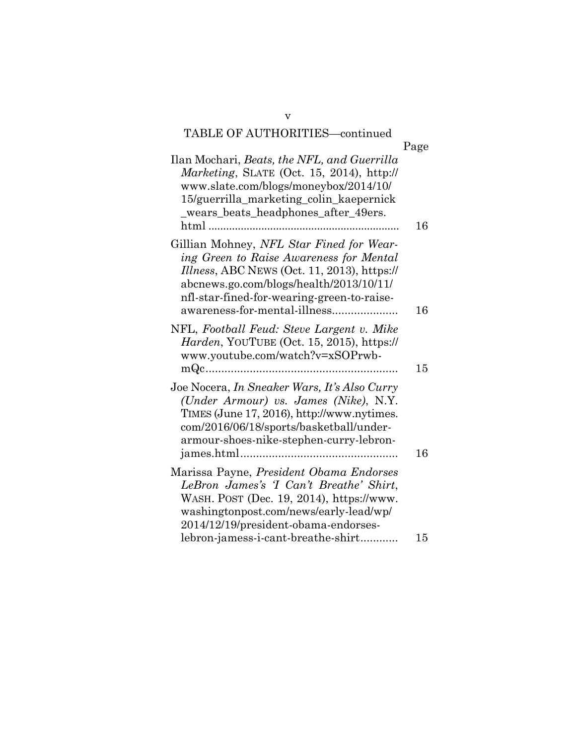TABLE OF AUTHORITIES—continued

| | Page |
|---|---|
| Ilan Mochari, *Beats, the NFL, and Guerrilla Marketing*, SLATE (Oct. 15, 2014), http://www.slate.com/blogs/moneybox/2014/10/15/guerrilla_marketing_colin_kaepernick_wears_beats_headphones_after_49ers.html | 16 |
| Gillian Mohney, *NFL Star Fined for Wearing Green to Raise Awareness for Mental Illness*, ABC NEWS (Oct. 11, 2013), https://abcnews.go.com/blogs/health/2013/10/11/nfl-star-fined-for-wearing-green-to-raise-awareness-for-mental-illness | 16 |
| NFL, *Football Feud: Steve Largent v. Mike Harden*, YOUTUBE (Oct. 15, 2015), https://www.youtube.com/watch?v=xSOPrwb-mQc | 15 |
| Joe Nocera, *In Sneaker Wars, It's Also Curry (Under Armour) vs. James (Nike)*, N.Y. TIMES (June 17, 2016), http://www.nytimes.com/2016/06/18/sports/basketball/under-armour-shoes-nike-stephen-curry-lebron-james.html | 16 |
| Marissa Payne, *President Obama Endorses LeBron James's 'I Can't Breathe' Shirt*, WASH. POST (Dec. 19, 2014), https://www.washingtonpost.com/news/early-lead/wp/2014/12/19/president-obama-endorses-lebron-jamess-i-cant-breathe-shirt | 15 |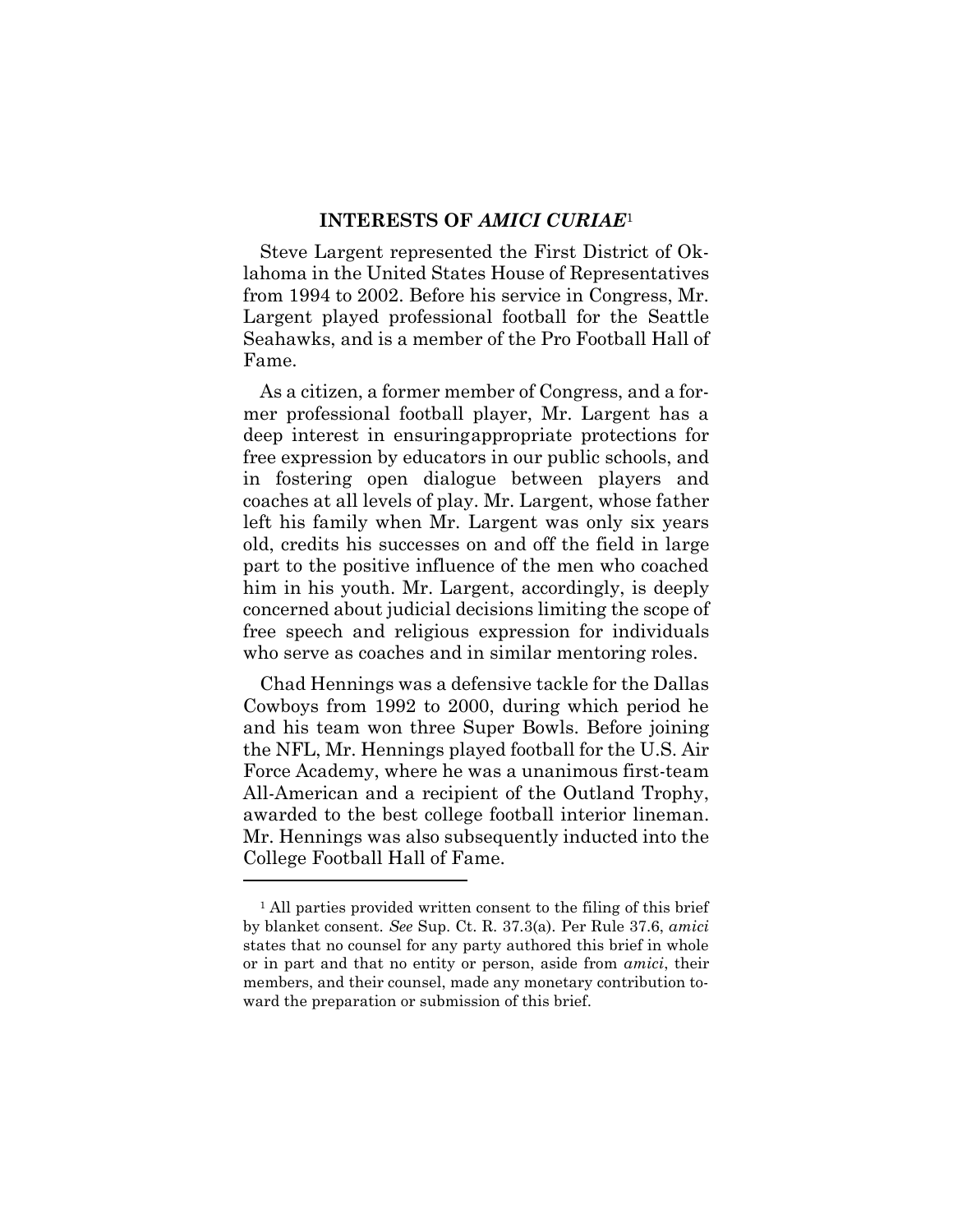## INTERESTS OF *AMICI CURIAE*[1]

Steve Largent represented the First District of Oklahoma in the United States House of Representatives from 1994 to 2002. Before his service in Congress, Mr. Largent played professional football for the Seattle Seahawks, and is a member of the Pro Football Hall of Fame.

As a citizen, a former member of Congress, and a former professional football player, Mr. Largent has a deep interest in ensuringappropriate protections for free expression by educators in our public schools, and in fostering open dialogue between players and coaches at all levels of play. Mr. Largent, whose father left his family when Mr. Largent was only six years old, credits his successes on and off the field in large part to the positive influence of the men who coached him in his youth. Mr. Largent, accordingly, is deeply concerned about judicial decisions limiting the scope of free speech and religious expression for individuals who serve as coaches and in similar mentoring roles.

Chad Hennings was a defensive tackle for the Dallas Cowboys from 1992 to 2000, during which period he and his team won three Super Bowls. Before joining the NFL, Mr. Hennings played football for the U.S. Air Force Academy, where he was a unanimous first-team All-American and a recipient of the Outland Trophy, awarded to the best college football interior lineman. Mr. Hennings was also subsequently inducted into the College Football Hall of Fame.

---

[1] All parties provided written consent to the filing of this brief by blanket consent. *See* Sup. Ct. R. 37.3(a). Per Rule 37.6, *amici* states that no counsel for any party authored this brief in whole or in part and that no entity or person, aside from *amici*, their members, and their counsel, made any monetary contribution toward the preparation or submission of this brief.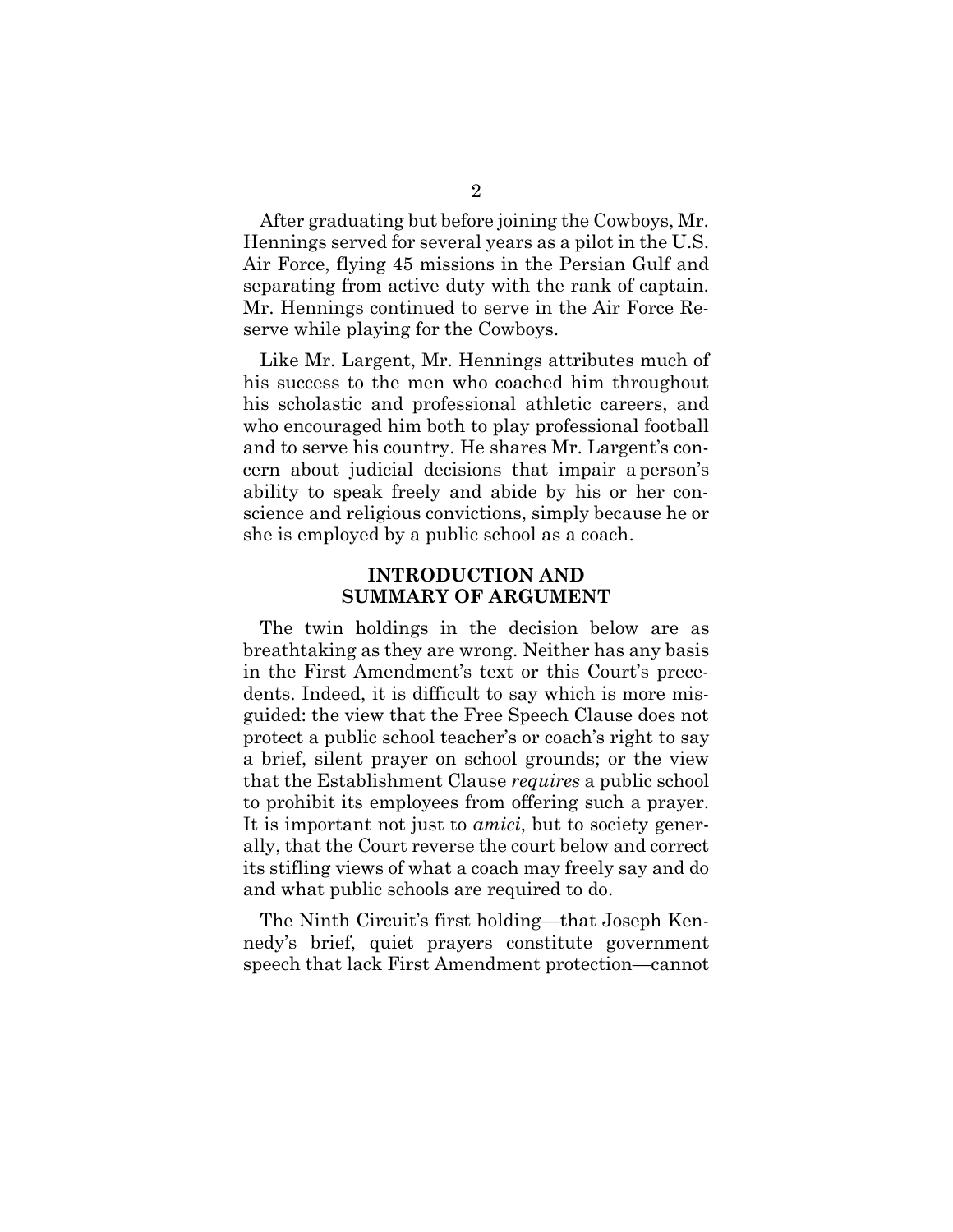After graduating but before joining the Cowboys, Mr. Hennings served for several years as a pilot in the U.S. Air Force, flying 45 missions in the Persian Gulf and separating from active duty with the rank of captain. Mr. Hennings continued to serve in the Air Force Reserve while playing for the Cowboys.

Like Mr. Largent, Mr. Hennings attributes much of his success to the men who coached him throughout his scholastic and professional athletic careers, and who encouraged him both to play professional football and to serve his country. He shares Mr. Largent's concern about judicial decisions that impair a person's ability to speak freely and abide by his or her conscience and religious convictions, simply because he or she is employed by a public school as a coach.

## INTRODUCTION AND SUMMARY OF ARGUMENT

The twin holdings in the decision below are as breathtaking as they are wrong. Neither has any basis in the First Amendment's text or this Court's precedents. Indeed, it is difficult to say which is more misguided: the view that the Free Speech Clause does not protect a public school teacher's or coach's right to say a brief, silent prayer on school grounds; or the view that the Establishment Clause *requires* a public school to prohibit its employees from offering such a prayer. It is important not just to *amici*, but to society generally, that the Court reverse the court below and correct its stifling views of what a coach may freely say and do and what public schools are required to do.

The Ninth Circuit's first holding—that Joseph Kennedy's brief, quiet prayers constitute government speech that lack First Amendment protection—cannot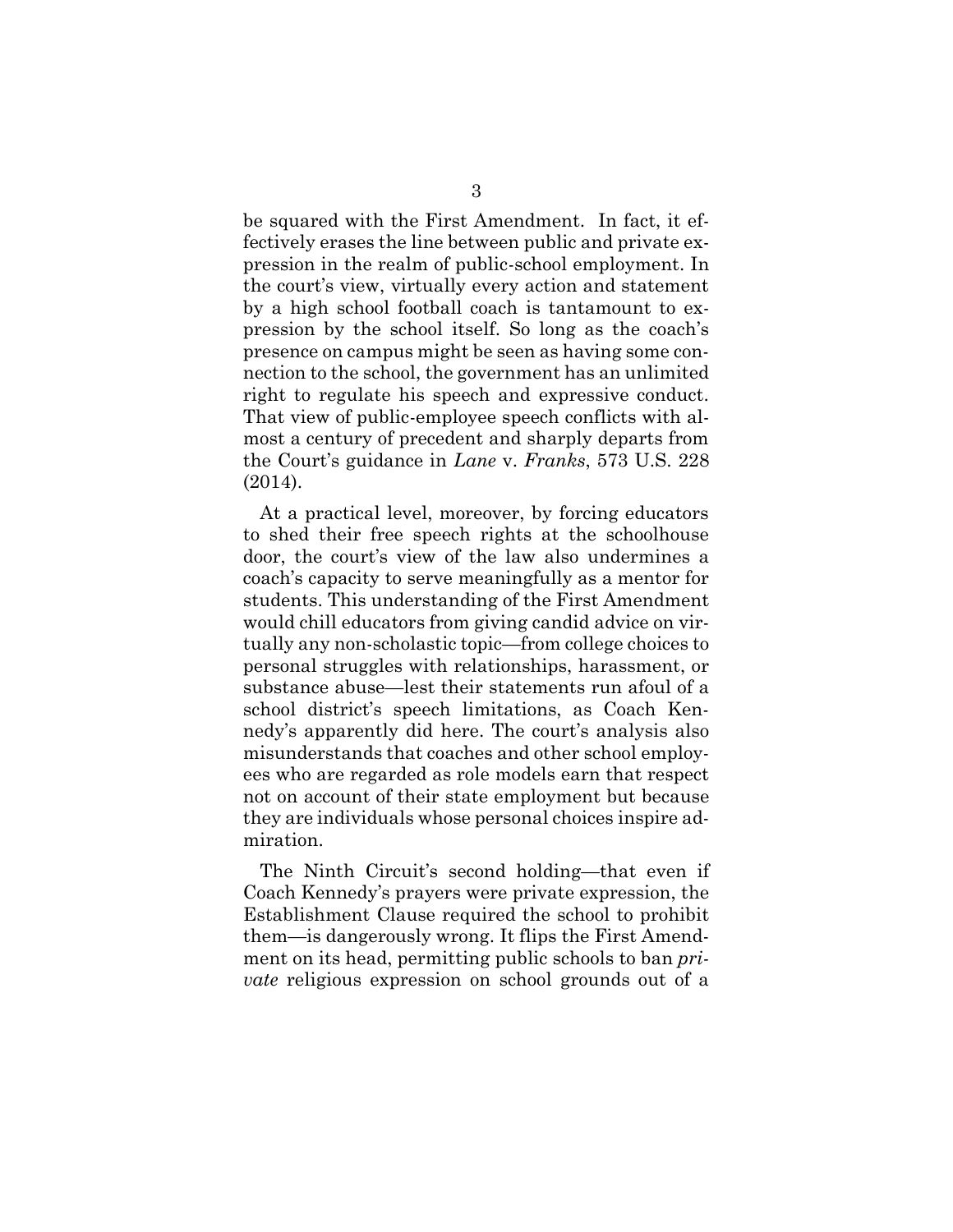be squared with the First Amendment. In fact, it effectively erases the line between public and private expression in the realm of public-school employment. In the court's view, virtually every action and statement by a high school football coach is tantamount to expression by the school itself. So long as the coach's presence on campus might be seen as having some connection to the school, the government has an unlimited right to regulate his speech and expressive conduct. That view of public-employee speech conflicts with almost a century of precedent and sharply departs from the Court's guidance in *Lane* v. *Franks*, 573 U.S. 228 (2014).

At a practical level, moreover, by forcing educators to shed their free speech rights at the schoolhouse door, the court's view of the law also undermines a coach's capacity to serve meaningfully as a mentor for students. This understanding of the First Amendment would chill educators from giving candid advice on virtually any non-scholastic topic—from college choices to personal struggles with relationships, harassment, or substance abuse—lest their statements run afoul of a school district's speech limitations, as Coach Kennedy's apparently did here. The court's analysis also misunderstands that coaches and other school employees who are regarded as role models earn that respect not on account of their state employment but because they are individuals whose personal choices inspire admiration.

The Ninth Circuit's second holding—that even if Coach Kennedy's prayers were private expression, the Establishment Clause required the school to prohibit them—is dangerously wrong. It flips the First Amendment on its head, permitting public schools to ban *private* religious expression on school grounds out of a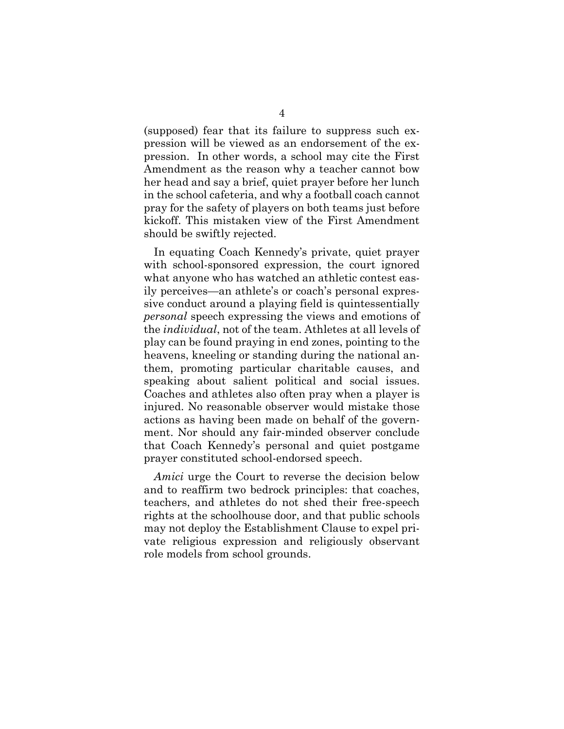(supposed) fear that its failure to suppress such expression will be viewed as an endorsement of the expression. In other words, a school may cite the First Amendment as the reason why a teacher cannot bow her head and say a brief, quiet prayer before her lunch in the school cafeteria, and why a football coach cannot pray for the safety of players on both teams just before kickoff. This mistaken view of the First Amendment should be swiftly rejected.

In equating Coach Kennedy's private, quiet prayer with school-sponsored expression, the court ignored what anyone who has watched an athletic contest easily perceives—an athlete's or coach's personal expressive conduct around a playing field is quintessentially *personal* speech expressing the views and emotions of the *individual*, not of the team. Athletes at all levels of play can be found praying in end zones, pointing to the heavens, kneeling or standing during the national anthem, promoting particular charitable causes, and speaking about salient political and social issues. Coaches and athletes also often pray when a player is injured. No reasonable observer would mistake those actions as having been made on behalf of the government. Nor should any fair-minded observer conclude that Coach Kennedy's personal and quiet postgame prayer constituted school-endorsed speech.

*Amici* urge the Court to reverse the decision below and to reaffirm two bedrock principles: that coaches, teachers, and athletes do not shed their free-speech rights at the schoolhouse door, and that public schools may not deploy the Establishment Clause to expel private religious expression and religiously observant role models from school grounds.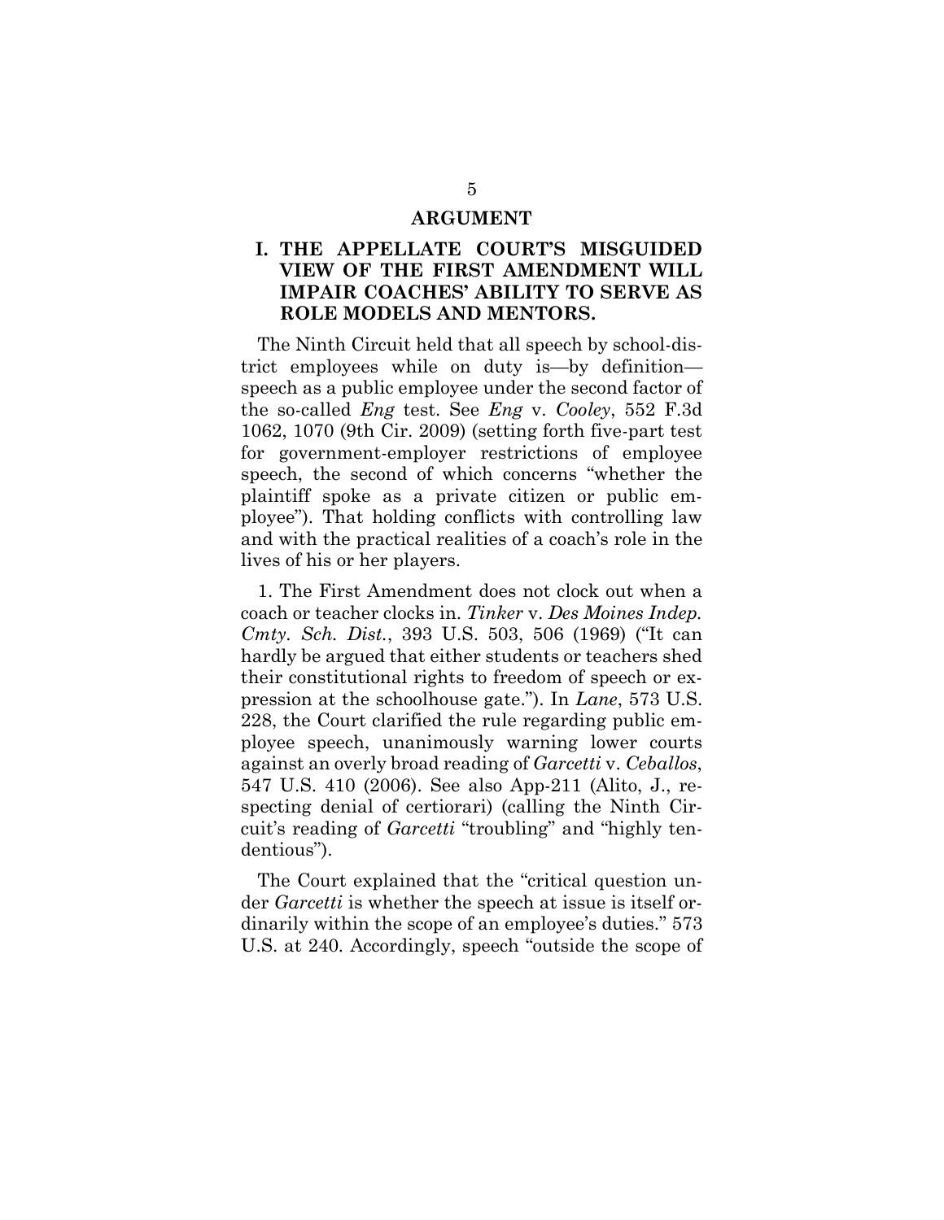## ARGUMENT

### I. THE APPELLATE COURT'S MISGUIDED VIEW OF THE FIRST AMENDMENT WILL IMPAIR COACHES' ABILITY TO SERVE AS ROLE MODELS AND MENTORS.

The Ninth Circuit held that all speech by school-district employees while on duty is—by definition—speech as a public employee under the second factor of the so-called *Eng* test. See *Eng* v. *Cooley*, 552 F.3d 1062, 1070 (9th Cir. 2009) (setting forth five-part test for government-employer restrictions of employee speech, the second of which concerns "whether the plaintiff spoke as a private citizen or public employee"). That holding conflicts with controlling law and with the practical realities of a coach's role in the lives of his or her players.

1. The First Amendment does not clock out when a coach or teacher clocks in. *Tinker* v. *Des Moines Indep. Cmty. Sch. Dist.*, 393 U.S. 503, 506 (1969) ("It can hardly be argued that either students or teachers shed their constitutional rights to freedom of speech or expression at the schoolhouse gate."). In *Lane*, 573 U.S. 228, the Court clarified the rule regarding public employee speech, unanimously warning lower courts against an overly broad reading of *Garcetti* v. *Ceballos*, 547 U.S. 410 (2006). See also App-211 (Alito, J., respecting denial of certiorari) (calling the Ninth Circuit's reading of *Garcetti* "troubling" and "highly tendentious").

The Court explained that the "critical question under *Garcetti* is whether the speech at issue is itself ordinarily within the scope of an employee's duties." 573 U.S. at 240. Accordingly, speech "outside the scope of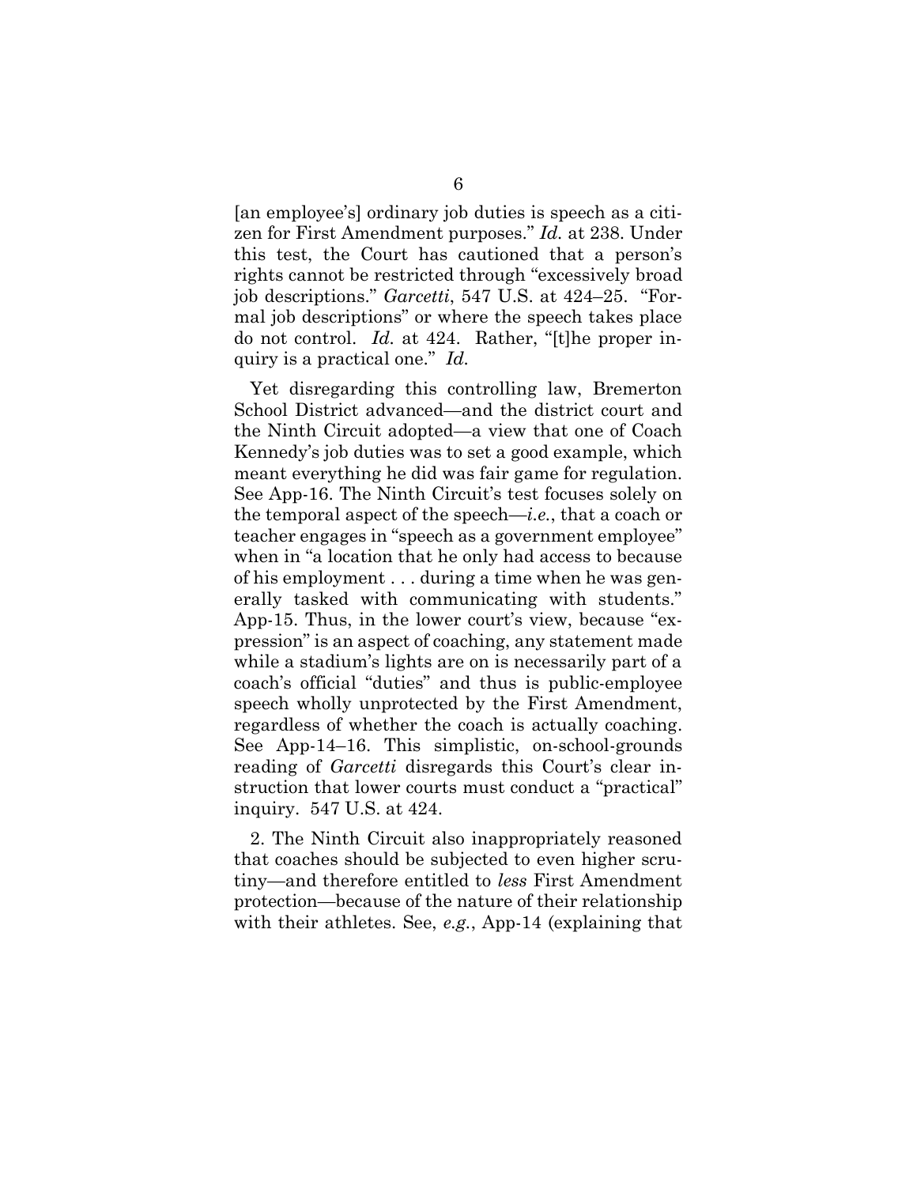[an employee's] ordinary job duties is speech as a citizen for First Amendment purposes." *Id.* at 238. Under this test, the Court has cautioned that a person's rights cannot be restricted through "excessively broad job descriptions." *Garcetti*, 547 U.S. at 424–25. "Formal job descriptions" or where the speech takes place do not control. *Id.* at 424. Rather, "[t]he proper inquiry is a practical one." *Id.*

Yet disregarding this controlling law, Bremerton School District advanced—and the district court and the Ninth Circuit adopted—a view that one of Coach Kennedy's job duties was to set a good example, which meant everything he did was fair game for regulation. See App-16. The Ninth Circuit's test focuses solely on the temporal aspect of the speech—*i.e.*, that a coach or teacher engages in "speech as a government employee" when in "a location that he only had access to because of his employment . . . during a time when he was generally tasked with communicating with students." App-15. Thus, in the lower court's view, because "expression" is an aspect of coaching, any statement made while a stadium's lights are on is necessarily part of a coach's official "duties" and thus is public-employee speech wholly unprotected by the First Amendment, regardless of whether the coach is actually coaching. See App-14–16. This simplistic, on-school-grounds reading of *Garcetti* disregards this Court's clear instruction that lower courts must conduct a "practical" inquiry. 547 U.S. at 424.

2. The Ninth Circuit also inappropriately reasoned that coaches should be subjected to even higher scrutiny—and therefore entitled to *less* First Amendment protection—because of the nature of their relationship with their athletes. See, *e.g.*, App-14 (explaining that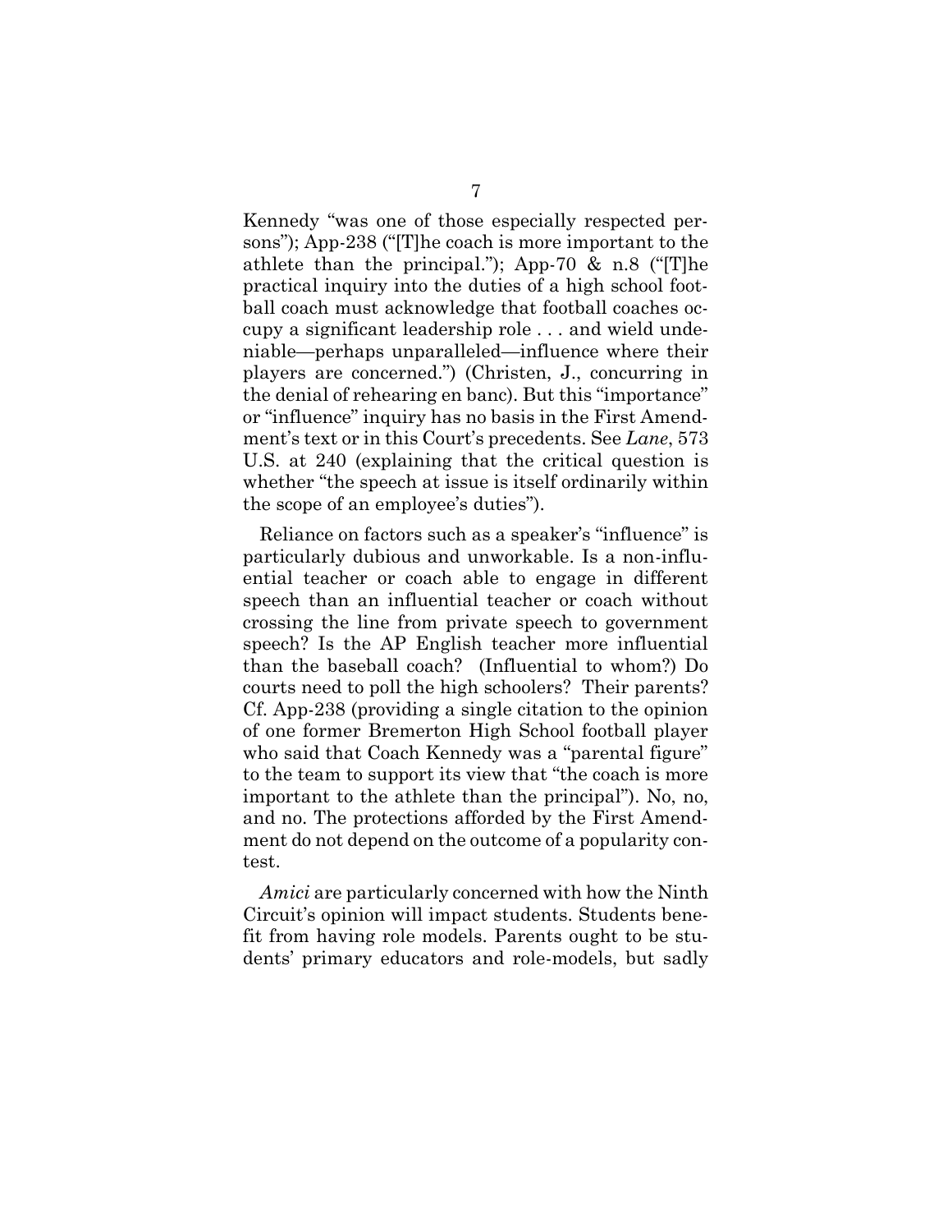Kennedy "was one of those especially respected persons"); App-238 ("[T]he coach is more important to the athlete than the principal."); App-70 & n.8 ("[T]he practical inquiry into the duties of a high school football coach must acknowledge that football coaches occupy a significant leadership role . . . and wield undeniable—perhaps unparalleled—influence where their players are concerned.") (Christen, J., concurring in the denial of rehearing en banc). But this "importance" or "influence" inquiry has no basis in the First Amendment's text or in this Court's precedents. See *Lane*, 573 U.S. at 240 (explaining that the critical question is whether "the speech at issue is itself ordinarily within the scope of an employee's duties").

Reliance on factors such as a speaker's "influence" is particularly dubious and unworkable. Is a non-influential teacher or coach able to engage in different speech than an influential teacher or coach without crossing the line from private speech to government speech? Is the AP English teacher more influential than the baseball coach? (Influential to whom?) Do courts need to poll the high schoolers? Their parents? Cf. App-238 (providing a single citation to the opinion of one former Bremerton High School football player who said that Coach Kennedy was a "parental figure" to the team to support its view that "the coach is more important to the athlete than the principal"). No, no, and no. The protections afforded by the First Amendment do not depend on the outcome of a popularity contest.

*Amici* are particularly concerned with how the Ninth Circuit's opinion will impact students. Students benefit from having role models. Parents ought to be students' primary educators and role-models, but sadly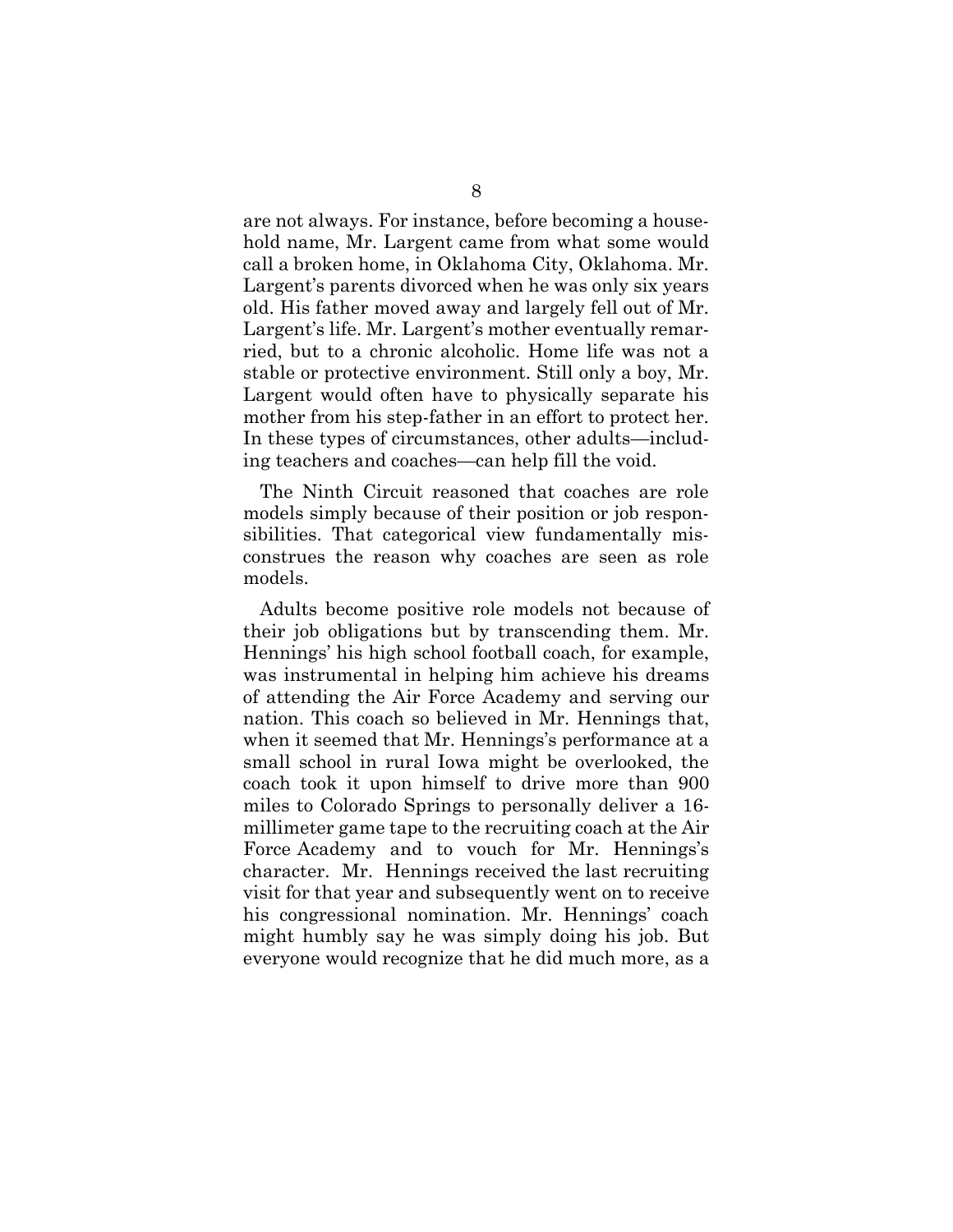are not always. For instance, before becoming a household name, Mr. Largent came from what some would call a broken home, in Oklahoma City, Oklahoma. Mr. Largent's parents divorced when he was only six years old. His father moved away and largely fell out of Mr. Largent's life. Mr. Largent's mother eventually remarried, but to a chronic alcoholic. Home life was not a stable or protective environment. Still only a boy, Mr. Largent would often have to physically separate his mother from his step-father in an effort to protect her. In these types of circumstances, other adults—including teachers and coaches—can help fill the void.

The Ninth Circuit reasoned that coaches are role models simply because of their position or job responsibilities. That categorical view fundamentally misconstrues the reason why coaches are seen as role models.

Adults become positive role models not because of their job obligations but by transcending them. Mr. Hennings' his high school football coach, for example, was instrumental in helping him achieve his dreams of attending the Air Force Academy and serving our nation. This coach so believed in Mr. Hennings that, when it seemed that Mr. Hennings's performance at a small school in rural Iowa might be overlooked, the coach took it upon himself to drive more than 900 miles to Colorado Springs to personally deliver a 16-millimeter game tape to the recruiting coach at the Air Force Academy and to vouch for Mr. Hennings's character. Mr. Hennings received the last recruiting visit for that year and subsequently went on to receive his congressional nomination. Mr. Hennings' coach might humbly say he was simply doing his job. But everyone would recognize that he did much more, as a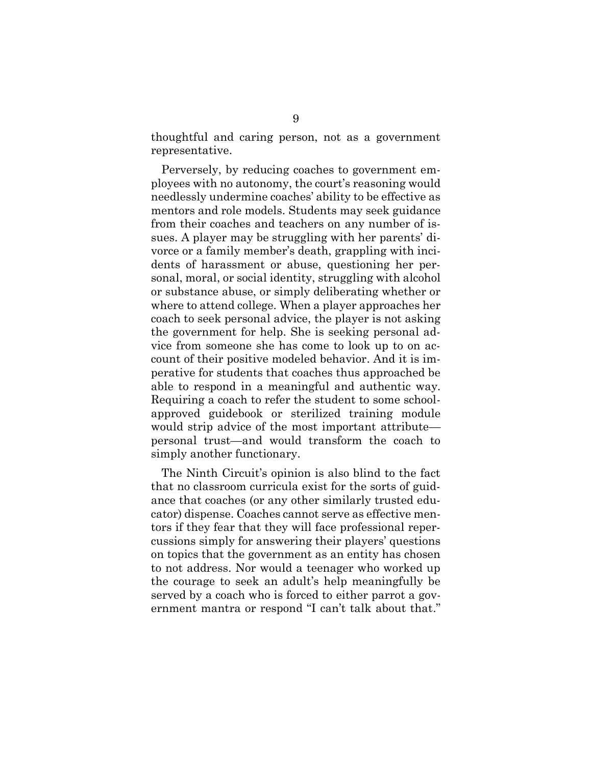thoughtful and caring person, not as a government representative.

Perversely, by reducing coaches to government employees with no autonomy, the court's reasoning would needlessly undermine coaches' ability to be effective as mentors and role models. Students may seek guidance from their coaches and teachers on any number of issues. A player may be struggling with her parents' divorce or a family member's death, grappling with incidents of harassment or abuse, questioning her personal, moral, or social identity, struggling with alcohol or substance abuse, or simply deliberating whether or where to attend college. When a player approaches her coach to seek personal advice, the player is not asking the government for help. She is seeking personal advice from someone she has come to look up to on account of their positive modeled behavior. And it is imperative for students that coaches thus approached be able to respond in a meaningful and authentic way. Requiring a coach to refer the student to some school-approved guidebook or sterilized training module would strip advice of the most important attribute—personal trust—and would transform the coach to simply another functionary.

The Ninth Circuit's opinion is also blind to the fact that no classroom curricula exist for the sorts of guidance that coaches (or any other similarly trusted educator) dispense. Coaches cannot serve as effective mentors if they fear that they will face professional repercussions simply for answering their players' questions on topics that the government as an entity has chosen to not address. Nor would a teenager who worked up the courage to seek an adult's help meaningfully be served by a coach who is forced to either parrot a government mantra or respond "I can't talk about that."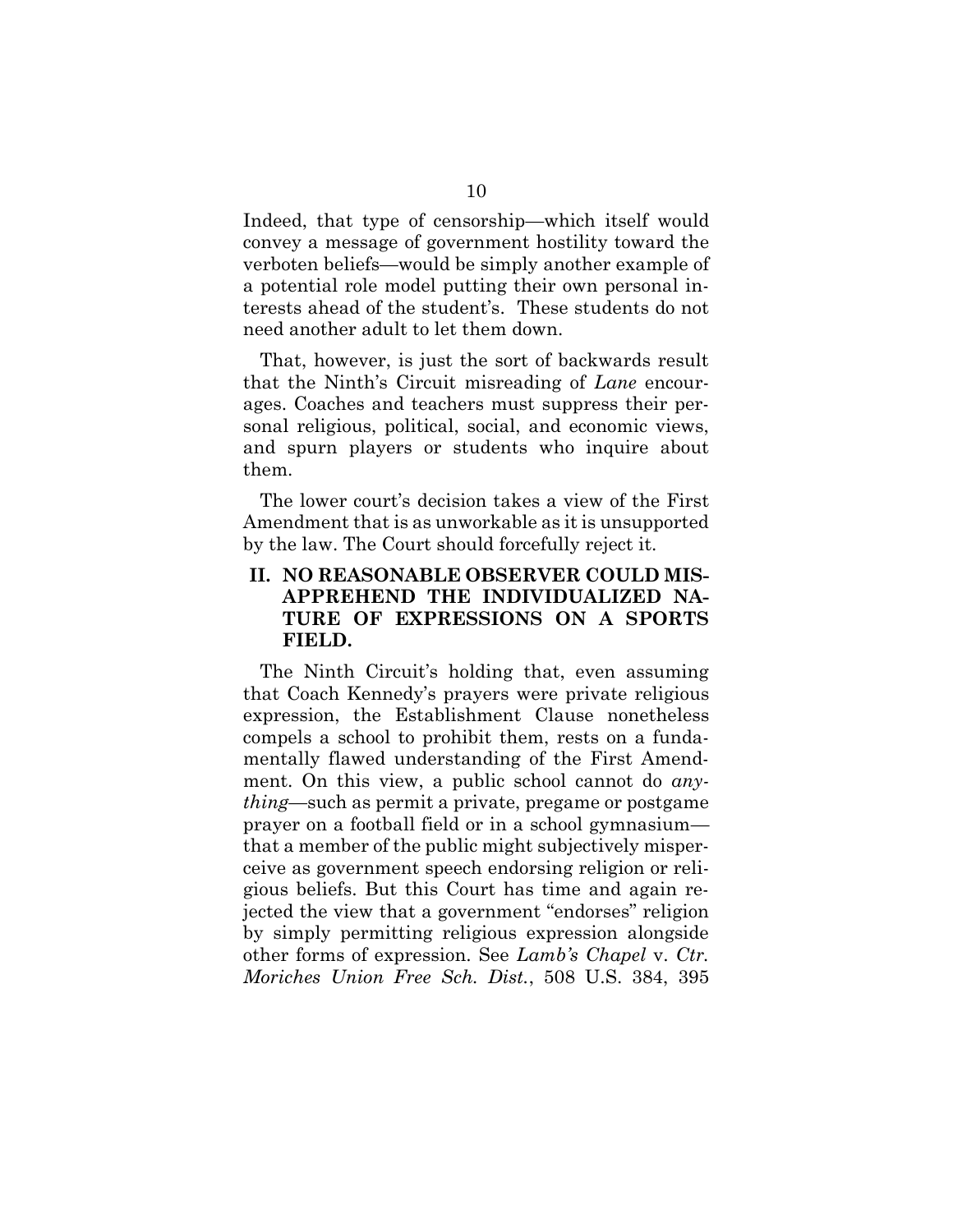Indeed, that type of censorship—which itself would convey a message of government hostility toward the verboten beliefs—would be simply another example of a potential role model putting their own personal interests ahead of the student's. These students do not need another adult to let them down.

That, however, is just the sort of backwards result that the Ninth's Circuit misreading of *Lane* encourages. Coaches and teachers must suppress their personal religious, political, social, and economic views, and spurn players or students who inquire about them.

The lower court's decision takes a view of the First Amendment that is as unworkable as it is unsupported by the law. The Court should forcefully reject it.

## II. NO REASONABLE OBSERVER COULD MISAPPREHEND THE INDIVIDUALIZED NATURE OF EXPRESSIONS ON A SPORTS FIELD.

The Ninth Circuit's holding that, even assuming that Coach Kennedy's prayers were private religious expression, the Establishment Clause nonetheless compels a school to prohibit them, rests on a fundamentally flawed understanding of the First Amendment. On this view, a public school cannot do *anything*—such as permit a private, pregame or postgame prayer on a football field or in a school gymnasium—that a member of the public might subjectively misperceive as government speech endorsing religion or religious beliefs. But this Court has time and again rejected the view that a government "endorses" religion by simply permitting religious expression alongside other forms of expression. See *Lamb's Chapel* v. *Ctr. Moriches Union Free Sch. Dist.*, 508 U.S. 384, 395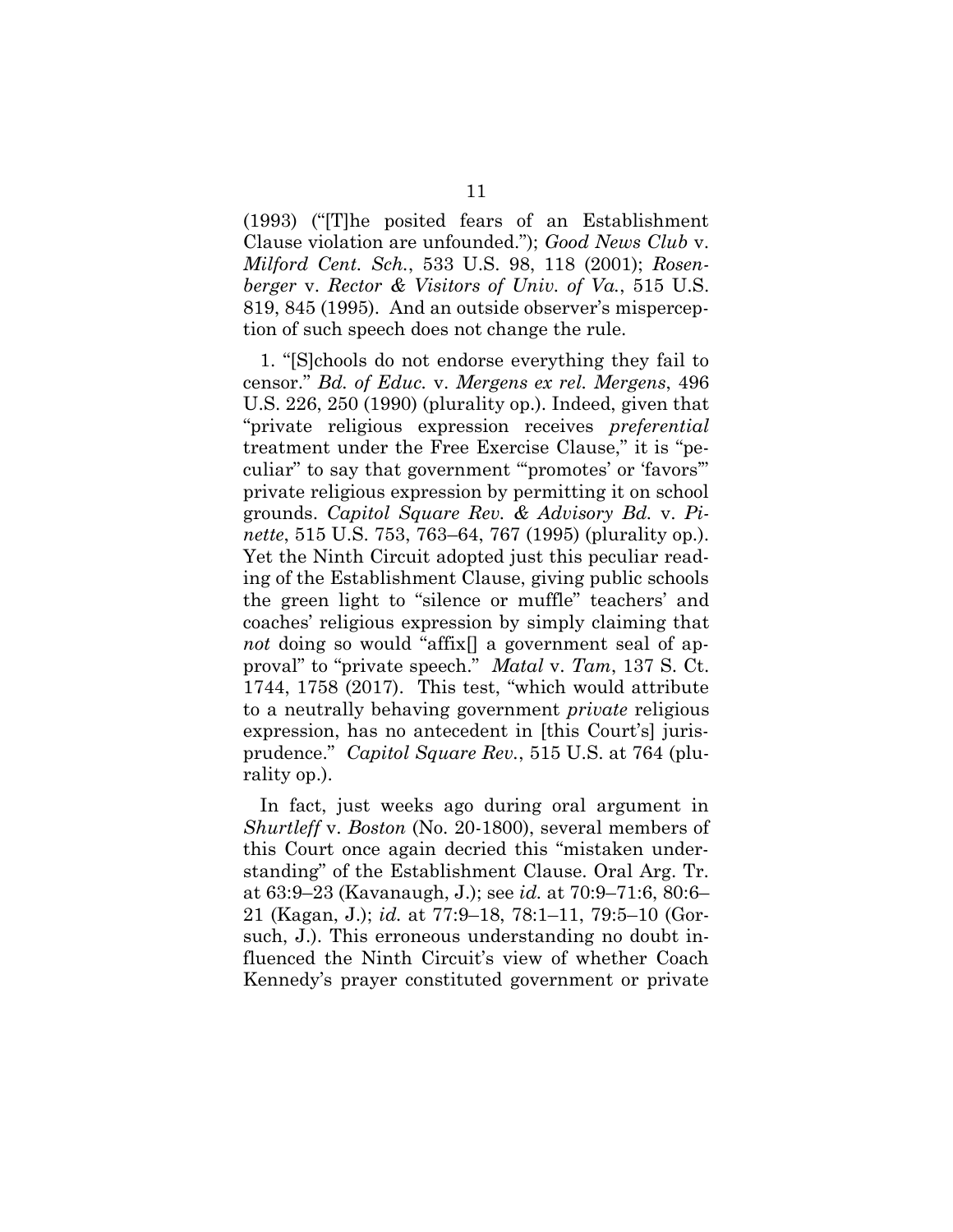(1993) ("[T]he posited fears of an Establishment Clause violation are unfounded."); *Good News Club* v. *Milford Cent. Sch.*, 533 U.S. 98, 118 (2001); *Rosenberger* v. *Rector & Visitors of Univ. of Va.*, 515 U.S. 819, 845 (1995). And an outside observer's misperception of such speech does not change the rule.

1. "[S]chools do not endorse everything they fail to censor." *Bd. of Educ.* v. *Mergens ex rel. Mergens*, 496 U.S. 226, 250 (1990) (plurality op.). Indeed, given that "private religious expression receives *preferential* treatment under the Free Exercise Clause," it is "peculiar" to say that government "'promotes' or 'favors'" private religious expression by permitting it on school grounds. *Capitol Square Rev. & Advisory Bd.* v. *Pinette*, 515 U.S. 753, 763–64, 767 (1995) (plurality op.). Yet the Ninth Circuit adopted just this peculiar reading of the Establishment Clause, giving public schools the green light to "silence or muffle" teachers' and coaches' religious expression by simply claiming that *not* doing so would "affix[] a government seal of approval" to "private speech." *Matal* v. *Tam*, 137 S. Ct. 1744, 1758 (2017). This test, "which would attribute to a neutrally behaving government *private* religious expression, has no antecedent in [this Court's] jurisprudence." *Capitol Square Rev.*, 515 U.S. at 764 (plurality op.).

In fact, just weeks ago during oral argument in *Shurtleff* v. *Boston* (No. 20-1800), several members of this Court once again decried this "mistaken understanding" of the Establishment Clause. Oral Arg. Tr. at 63:9–23 (Kavanaugh, J.); see *id.* at 70:9–71:6, 80:6–21 (Kagan, J.); *id.* at 77:9–18, 78:1–11, 79:5–10 (Gorsuch, J.). This erroneous understanding no doubt influenced the Ninth Circuit's view of whether Coach Kennedy's prayer constituted government or private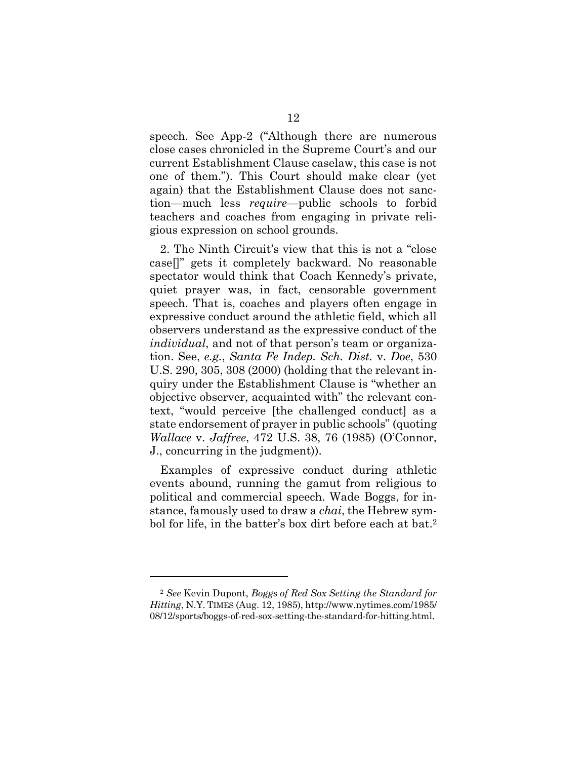speech. See App-2 ("Although there are numerous close cases chronicled in the Supreme Court's and our current Establishment Clause caselaw, this case is not one of them."). This Court should make clear (yet again) that the Establishment Clause does not sanction—much less *require*—public schools to forbid teachers and coaches from engaging in private religious expression on school grounds.

2. The Ninth Circuit's view that this is not a "close case[]" gets it completely backward. No reasonable spectator would think that Coach Kennedy's private, quiet prayer was, in fact, censorable government speech. That is, coaches and players often engage in expressive conduct around the athletic field, which all observers understand as the expressive conduct of the *individual*, and not of that person's team or organization. See, *e.g.*, *Santa Fe Indep. Sch. Dist.* v. *Doe*, 530 U.S. 290, 305, 308 (2000) (holding that the relevant inquiry under the Establishment Clause is "whether an objective observer, acquainted with" the relevant context, "would perceive [the challenged conduct] as a state endorsement of prayer in public schools" (quoting *Wallace* v. *Jaffree*, 472 U.S. 38, 76 (1985) (O'Connor, J., concurring in the judgment)).

Examples of expressive conduct during athletic events abound, running the gamut from religious to political and commercial speech. Wade Boggs, for instance, famously used to draw a *chai*, the Hebrew symbol for life, in the batter's box dirt before each at bat.[2]

---

[2] *See* Kevin Dupont, *Boggs of Red Sox Setting the Standard for Hitting*, N.Y. TIMES (Aug. 12, 1985), http://www.nytimes.com/1985/08/12/sports/boggs-of-red-sox-setting-the-standard-for-hitting.html.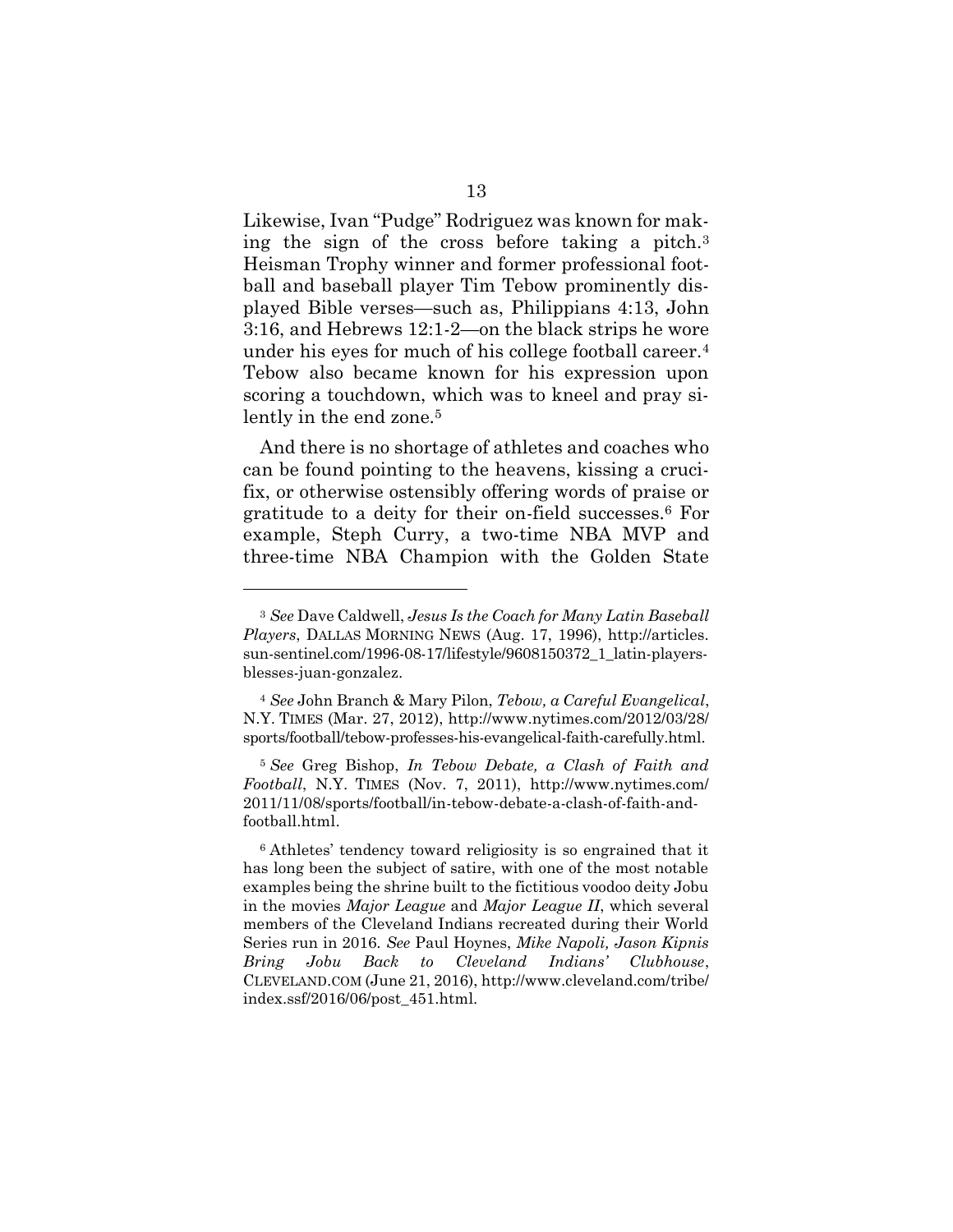Likewise, Ivan "Pudge" Rodriguez was known for making the sign of the cross before taking a pitch.[3] Heisman Trophy winner and former professional football and baseball player Tim Tebow prominently displayed Bible verses—such as, Philippians 4:13, John 3:16, and Hebrews 12:1-2—on the black strips he wore under his eyes for much of his college football career.[4] Tebow also became known for his expression upon scoring a touchdown, which was to kneel and pray silently in the end zone.[5]

And there is no shortage of athletes and coaches who can be found pointing to the heavens, kissing a crucifix, or otherwise ostensibly offering words of praise or gratitude to a deity for their on-field successes.[6] For example, Steph Curry, a two-time NBA MVP and three-time NBA Champion with the Golden State

---

[3] *See* Dave Caldwell, *Jesus Is the Coach for Many Latin Baseball Players*, DALLAS MORNING NEWS (Aug. 17, 1996), http://articles.sun-sentinel.com/1996-08-17/lifestyle/9608150372_1_latin-players-blesses-juan-gonzalez.

[4] *See* John Branch & Mary Pilon, *Tebow, a Careful Evangelical*, N.Y. TIMES (Mar. 27, 2012), http://www.nytimes.com/2012/03/28/sports/football/tebow-professes-his-evangelical-faith-carefully.html.

[5] *See* Greg Bishop, *In Tebow Debate, a Clash of Faith and Football*, N.Y. TIMES (Nov. 7, 2011), http://www.nytimes.com/2011/11/08/sports/football/in-tebow-debate-a-clash-of-faith-and-football.html.

[6] Athletes' tendency toward religiosity is so engrained that it has long been the subject of satire, with one of the most notable examples being the shrine built to the fictitious voodoo deity Jobu in the movies *Major League* and *Major League II*, which several members of the Cleveland Indians recreated during their World Series run in 2016. *See* Paul Hoynes, *Mike Napoli, Jason Kipnis Bring Jobu Back to Cleveland Indians' Clubhouse*, CLEVELAND.COM (June 21, 2016), http://www.cleveland.com/tribe/index.ssf/2016/06/post_451.html.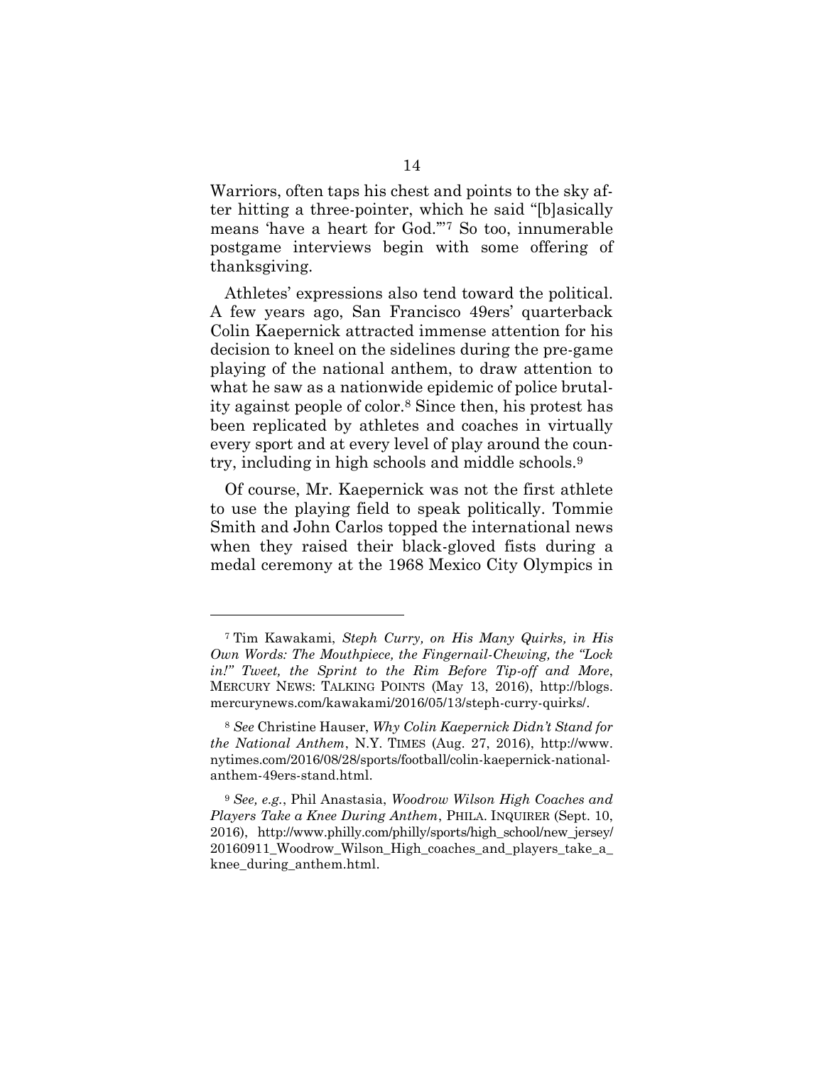Warriors, often taps his chest and points to the sky after hitting a three-pointer, which he said "[b]asically means 'have a heart for God.'"[7] So too, innumerable postgame interviews begin with some offering of thanksgiving.

Athletes' expressions also tend toward the political. A few years ago, San Francisco 49ers' quarterback Colin Kaepernick attracted immense attention for his decision to kneel on the sidelines during the pre-game playing of the national anthem, to draw attention to what he saw as a nationwide epidemic of police brutality against people of color.[8] Since then, his protest has been replicated by athletes and coaches in virtually every sport and at every level of play around the country, including in high schools and middle schools.[9]

Of course, Mr. Kaepernick was not the first athlete to use the playing field to speak politically. Tommie Smith and John Carlos topped the international news when they raised their black-gloved fists during a medal ceremony at the 1968 Mexico City Olympics in

---

[7] Tim Kawakami, *Steph Curry, on His Many Quirks, in His Own Words: The Mouthpiece, the Fingernail-Chewing, the "Lock in!" Tweet, the Sprint to the Rim Before Tip-off and More*, MERCURY NEWS: TALKING POINTS (May 13, 2016), http://blogs.mercurynews.com/kawakami/2016/05/13/steph-curry-quirks/.

[8] *See* Christine Hauser, *Why Colin Kaepernick Didn't Stand for the National Anthem*, N.Y. TIMES (Aug. 27, 2016), http://www.nytimes.com/2016/08/28/sports/football/colin-kaepernick-national-anthem-49ers-stand.html.

[9] *See, e.g.*, Phil Anastasia, *Woodrow Wilson High Coaches and Players Take a Knee During Anthem*, PHILA. INQUIRER (Sept. 10, 2016), http://www.philly.com/philly/sports/high_school/new_jersey/20160911_Woodrow_Wilson_High_coaches_and_players_take_a_knee_during_anthem.html.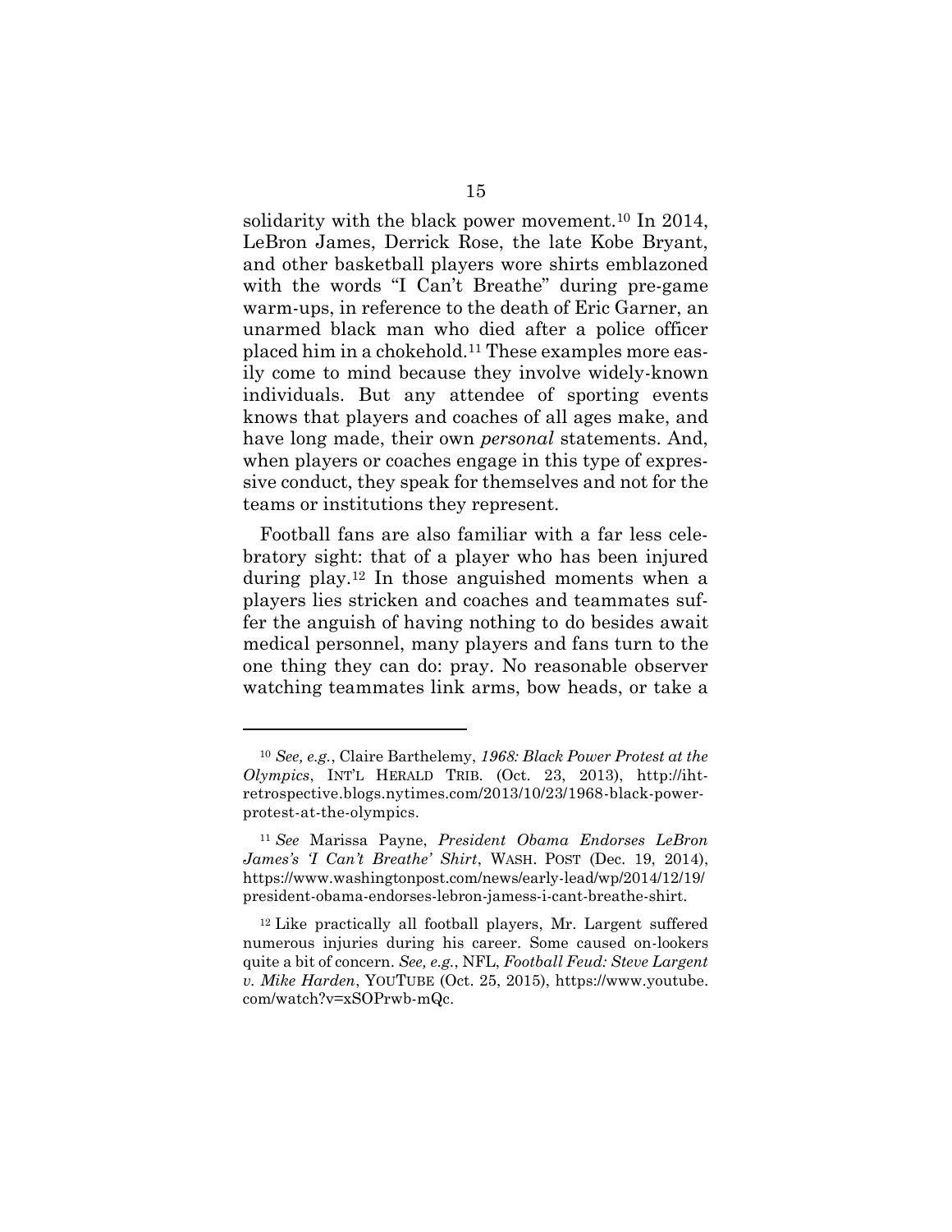solidarity with the black power movement.[10] In 2014, LeBron James, Derrick Rose, the late Kobe Bryant, and other basketball players wore shirts emblazoned with the words "I Can't Breathe" during pre-game warm-ups, in reference to the death of Eric Garner, an unarmed black man who died after a police officer placed him in a chokehold.[11] These examples more easily come to mind because they involve widely-known individuals. But any attendee of sporting events knows that players and coaches of all ages make, and have long made, their own *personal* statements. And, when players or coaches engage in this type of expressive conduct, they speak for themselves and not for the teams or institutions they represent.

Football fans are also familiar with a far less celebratory sight: that of a player who has been injured during play.[12] In those anguished moments when a players lies stricken and coaches and teammates suffer the anguish of having nothing to do besides await medical personnel, many players and fans turn to the one thing they can do: pray. No reasonable observer watching teammates link arms, bow heads, or take a

---

[10] *See, e.g.*, Claire Barthelemy, *1968: Black Power Protest at the Olympics*, INT'L HERALD TRIB. (Oct. 23, 2013), http://iht-retrospective.blogs.nytimes.com/2013/10/23/1968-black-power-protest-at-the-olympics.

[11] *See* Marissa Payne, *President Obama Endorses LeBron James's 'I Can't Breathe' Shirt*, WASH. POST (Dec. 19, 2014), https://www.washingtonpost.com/news/early-lead/wp/2014/12/19/president-obama-endorses-lebron-jamess-i-cant-breathe-shirt.

[12] Like practically all football players, Mr. Largent suffered numerous injuries during his career. Some caused on-lookers quite a bit of concern. *See, e.g.*, NFL, *Football Feud: Steve Largent v. Mike Harden*, YOUTUBE (Oct. 25, 2015), https://www.youtube.com/watch?v=xSOPrwb-mQc.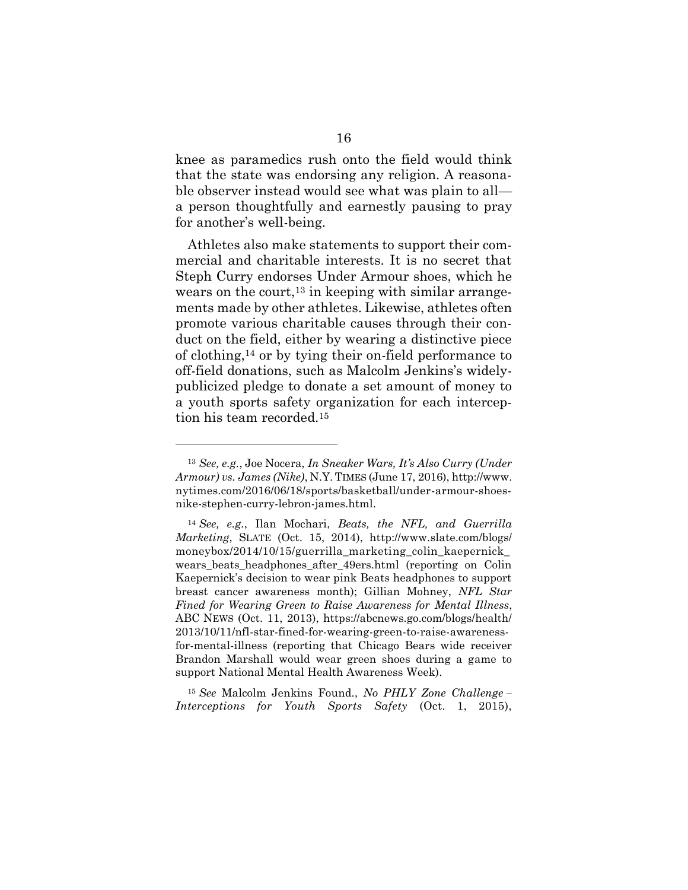knee as paramedics rush onto the field would think that the state was endorsing any religion. A reasonable observer instead would see what was plain to all—a person thoughtfully and earnestly pausing to pray for another's well-being.

Athletes also make statements to support their commercial and charitable interests. It is no secret that Steph Curry endorses Under Armour shoes, which he wears on the court,[13] in keeping with similar arrangements made by other athletes. Likewise, athletes often promote various charitable causes through their conduct on the field, either by wearing a distinctive piece of clothing,[14] or by tying their on-field performance to off-field donations, such as Malcolm Jenkins's widely-publicized pledge to donate a set amount of money to a youth sports safety organization for each interception his team recorded.[15]

---

[13] *See, e.g.*, Joe Nocera, *In Sneaker Wars, It's Also Curry (Under Armour) vs. James (Nike)*, N.Y. TIMES (June 17, 2016), http://www.nytimes.com/2016/06/18/sports/basketball/under-armour-shoes-nike-stephen-curry-lebron-james.html.

[14] *See, e.g.*, Ilan Mochari, *Beats, the NFL, and Guerrilla Marketing*, SLATE (Oct. 15, 2014), http://www.slate.com/blogs/moneybox/2014/10/15/guerrilla_marketing_colin_kaepernick_wears_beats_headphones_after_49ers.html (reporting on Colin Kaepernick's decision to wear pink Beats headphones to support breast cancer awareness month); Gillian Mohney, *NFL Star Fined for Wearing Green to Raise Awareness for Mental Illness*, ABC NEWS (Oct. 11, 2013), https://abcnews.go.com/blogs/health/2013/10/11/nfl-star-fined-for-wearing-green-to-raise-awareness-for-mental-illness (reporting that Chicago Bears wide receiver Brandon Marshall would wear green shoes during a game to support National Mental Health Awareness Week).

[15] *See* Malcolm Jenkins Found., *No PHLY Zone Challenge – Interceptions for Youth Sports Safety* (Oct. 1, 2015),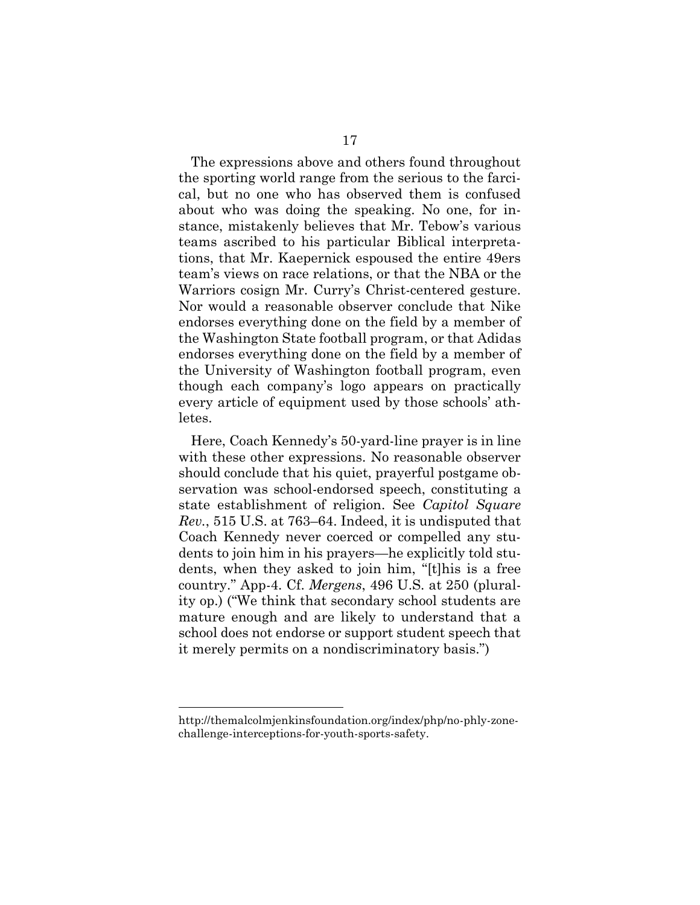The expressions above and others found throughout the sporting world range from the serious to the farcical, but no one who has observed them is confused about who was doing the speaking. No one, for instance, mistakenly believes that Mr. Tebow's various teams ascribed to his particular Biblical interpretations, that Mr. Kaepernick espoused the entire 49ers team's views on race relations, or that the NBA or the Warriors cosign Mr. Curry's Christ-centered gesture. Nor would a reasonable observer conclude that Nike endorses everything done on the field by a member of the Washington State football program, or that Adidas endorses everything done on the field by a member of the University of Washington football program, even though each company's logo appears on practically every article of equipment used by those schools' athletes.

Here, Coach Kennedy's 50-yard-line prayer is in line with these other expressions. No reasonable observer should conclude that his quiet, prayerful postgame observation was school-endorsed speech, constituting a state establishment of religion. See *Capitol Square Rev.*, 515 U.S. at 763–64. Indeed, it is undisputed that Coach Kennedy never coerced or compelled any students to join him in his prayers—he explicitly told students, when they asked to join him, "[t]his is a free country." App-4. Cf. *Mergens*, 496 U.S. at 250 (plurality op.) ("We think that secondary school students are mature enough and are likely to understand that a school does not endorse or support student speech that it merely permits on a nondiscriminatory basis.")

---

http://themalcolmjenkinsfoundation.org/index/php/no-phly-zone-challenge-interceptions-for-youth-sports-safety.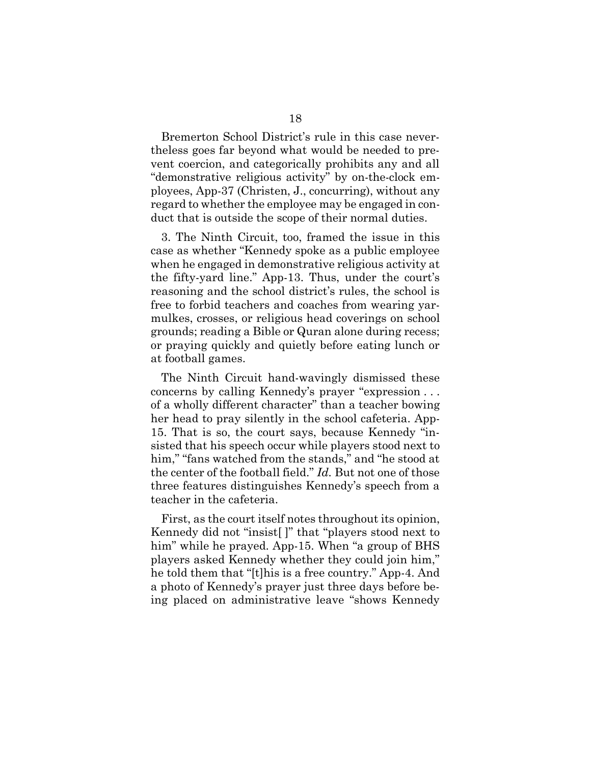Bremerton School District's rule in this case nevertheless goes far beyond what would be needed to prevent coercion, and categorically prohibits any and all "demonstrative religious activity" by on-the-clock employees, App-37 (Christen, J., concurring), without any regard to whether the employee may be engaged in conduct that is outside the scope of their normal duties.

3. The Ninth Circuit, too, framed the issue in this case as whether "Kennedy spoke as a public employee when he engaged in demonstrative religious activity at the fifty-yard line." App-13. Thus, under the court's reasoning and the school district's rules, the school is free to forbid teachers and coaches from wearing yarmulkes, crosses, or religious head coverings on school grounds; reading a Bible or Quran alone during recess; or praying quickly and quietly before eating lunch or at football games.

The Ninth Circuit hand-wavingly dismissed these concerns by calling Kennedy's prayer "expression . . . of a wholly different character" than a teacher bowing her head to pray silently in the school cafeteria. App-15. That is so, the court says, because Kennedy "insisted that his speech occur while players stood next to him," "fans watched from the stands," and "he stood at the center of the football field." *Id.* But not one of those three features distinguishes Kennedy's speech from a teacher in the cafeteria.

First, as the court itself notes throughout its opinion, Kennedy did not "insist[ ]" that "players stood next to him" while he prayed. App-15. When "a group of BHS players asked Kennedy whether they could join him," he told them that "[t]his is a free country." App-4. And a photo of Kennedy's prayer just three days before being placed on administrative leave "shows Kennedy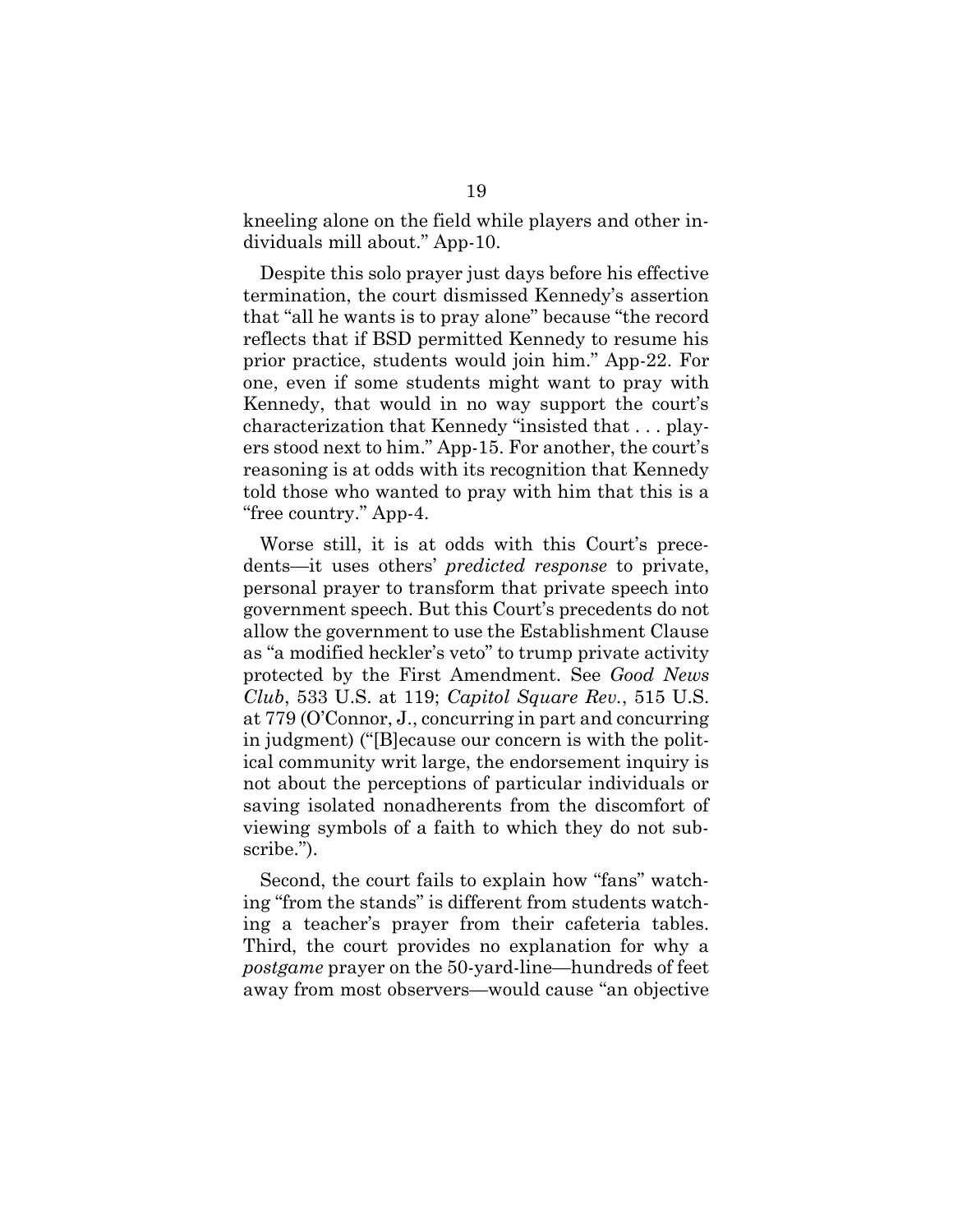kneeling alone on the field while players and other individuals mill about." App-10.

Despite this solo prayer just days before his effective termination, the court dismissed Kennedy's assertion that "all he wants is to pray alone" because "the record reflects that if BSD permitted Kennedy to resume his prior practice, students would join him." App-22. For one, even if some students might want to pray with Kennedy, that would in no way support the court's characterization that Kennedy "insisted that . . . players stood next to him." App-15. For another, the court's reasoning is at odds with its recognition that Kennedy told those who wanted to pray with him that this is a "free country." App-4.

Worse still, it is at odds with this Court's precedents—it uses others' *predicted response* to private, personal prayer to transform that private speech into government speech. But this Court's precedents do not allow the government to use the Establishment Clause as "a modified heckler's veto" to trump private activity protected by the First Amendment. See *Good News Club*, 533 U.S. at 119; *Capitol Square Rev.*, 515 U.S. at 779 (O'Connor, J., concurring in part and concurring in judgment) ("[B]ecause our concern is with the political community writ large, the endorsement inquiry is not about the perceptions of particular individuals or saving isolated nonadherents from the discomfort of viewing symbols of a faith to which they do not subscribe.").

Second, the court fails to explain how "fans" watching "from the stands" is different from students watching a teacher's prayer from their cafeteria tables. Third, the court provides no explanation for why a *postgame* prayer on the 50-yard-line—hundreds of feet away from most observers—would cause "an objective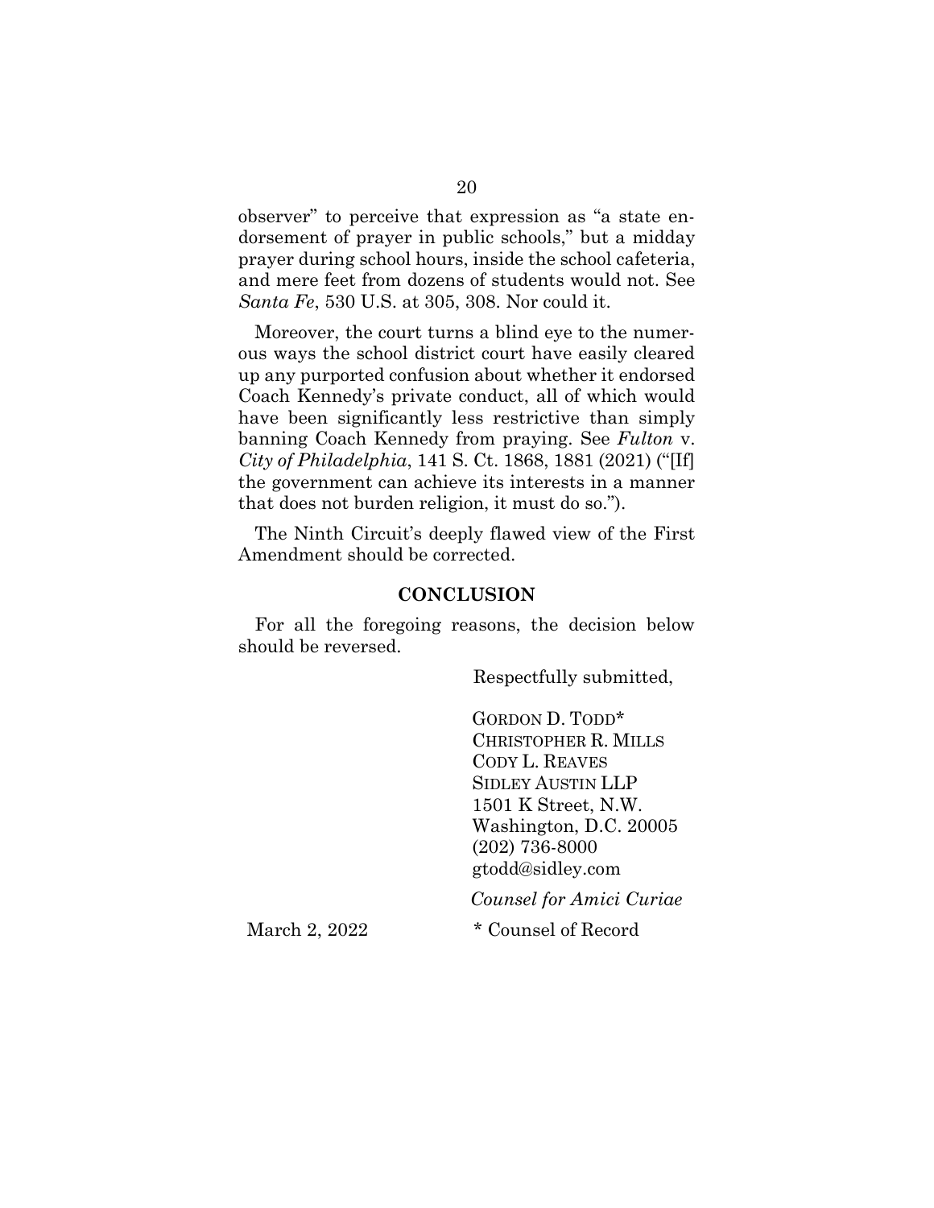observer" to perceive that expression as "a state endorsement of prayer in public schools," but a midday prayer during school hours, inside the school cafeteria, and mere feet from dozens of students would not. See *Santa Fe*, 530 U.S. at 305, 308. Nor could it.

Moreover, the court turns a blind eye to the numerous ways the school district court have easily cleared up any purported confusion about whether it endorsed Coach Kennedy's private conduct, all of which would have been significantly less restrictive than simply banning Coach Kennedy from praying. See *Fulton* v. *City of Philadelphia*, 141 S. Ct. 1868, 1881 (2021) ("[If] the government can achieve its interests in a manner that does not burden religion, it must do so.").

The Ninth Circuit's deeply flawed view of the First Amendment should be corrected.

## CONCLUSION

For all the foregoing reasons, the decision below should be reversed.

Respectfully submitted,

GORDON D. TODD*
CHRISTOPHER R. MILLS
CODY L. REAVES
SIDLEY AUSTIN LLP
1501 K Street, N.W.
Washington, D.C. 20005
(202) 736-8000
gtodd@sidley.com

*Counsel for Amici Curiae*

March 2, 2022

\* Counsel of Record